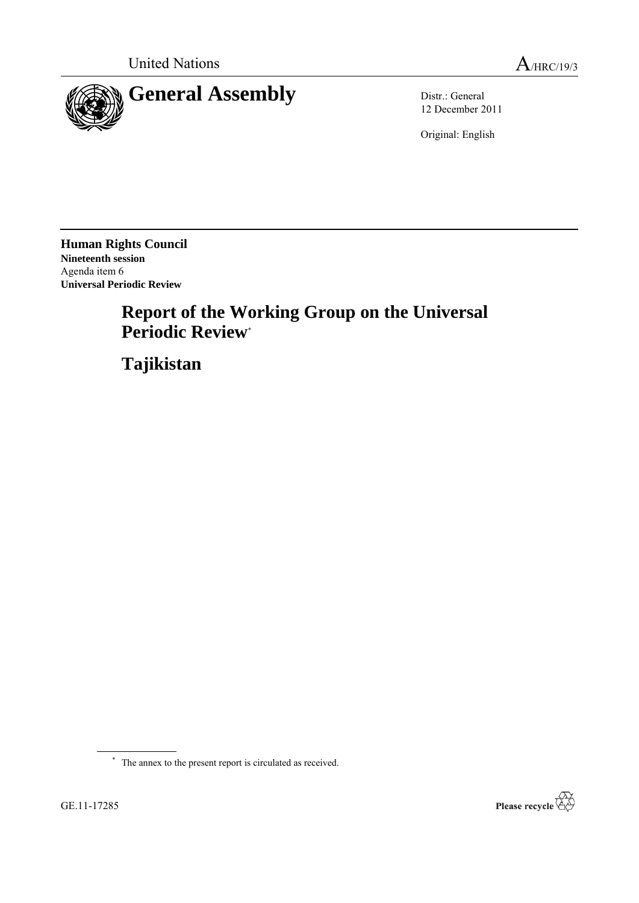United Nations A/HRC/19/3

# General Assembly

Distr.: General
12 December 2011

Original: English

**Human Rights Council**
**Nineteenth session**
Agenda item 6
**Universal Periodic Review**

## Report of the Working Group on the Universal Periodic Review*

## Tajikistan

---

\* The annex to the present report is circulated as received.

GE.11-17285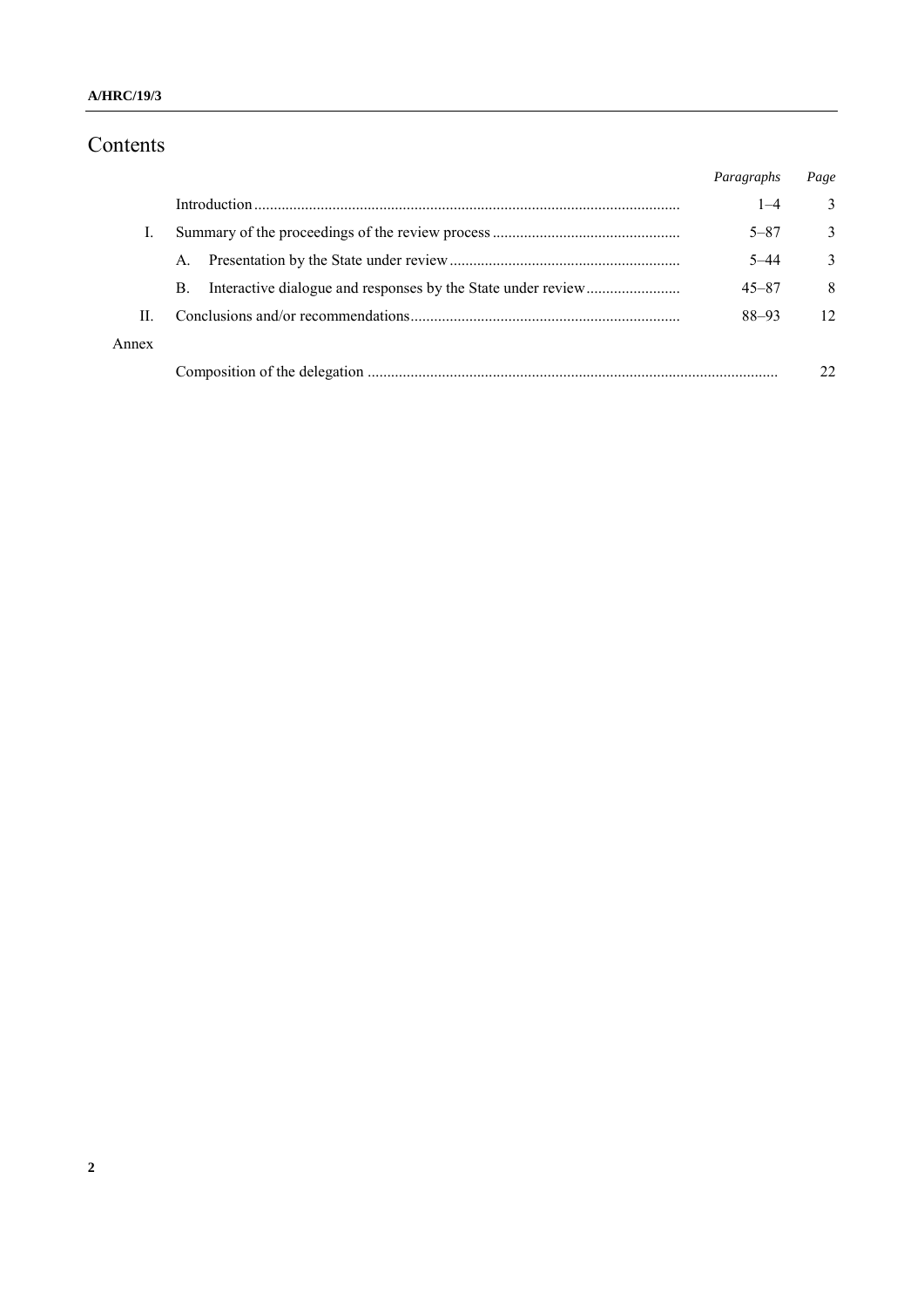# Contents

| | | | Paragraphs | Page |
|---|---|---|---|---|
| | | Introduction | 1–4 | 3 |
| I. | | Summary of the proceedings of the review process | 5–87 | 3 |
| | A. | Presentation by the State under review | 5–44 | 3 |
| | B. | Interactive dialogue and responses by the State under review | 45–87 | 8 |
| II. | | Conclusions and/or recommendations | 88–93 | 12 |
| Annex | | | | |
| | | Composition of the delegation | | 22 |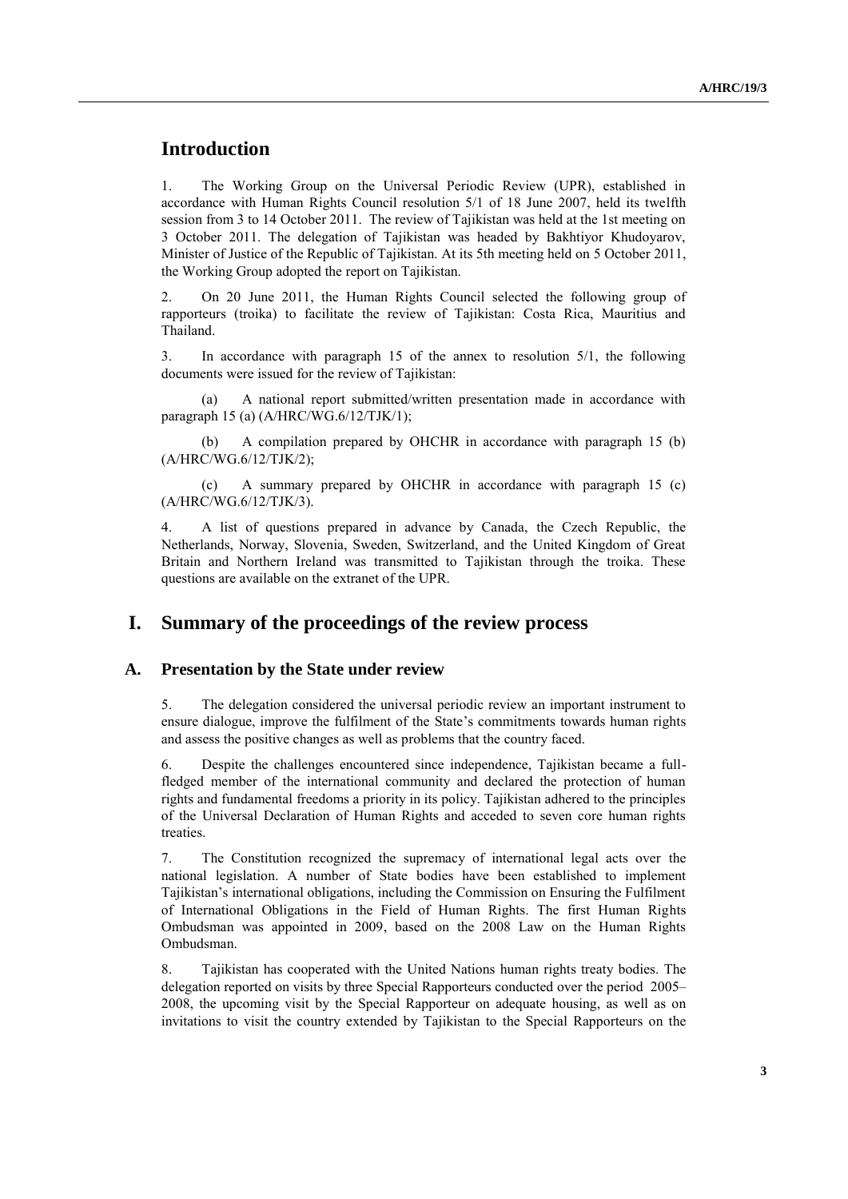# Introduction

1. The Working Group on the Universal Periodic Review (UPR), established in accordance with Human Rights Council resolution 5/1 of 18 June 2007, held its twelfth session from 3 to 14 October 2011. The review of Tajikistan was held at the 1st meeting on 3 October 2011. The delegation of Tajikistan was headed by Bakhtiyor Khudoyarov, Minister of Justice of the Republic of Tajikistan. At its 5th meeting held on 5 October 2011, the Working Group adopted the report on Tajikistan.

2. On 20 June 2011, the Human Rights Council selected the following group of rapporteurs (troika) to facilitate the review of Tajikistan: Costa Rica, Mauritius and Thailand.

3. In accordance with paragraph 15 of the annex to resolution 5/1, the following documents were issued for the review of Tajikistan:

(a) A national report submitted/written presentation made in accordance with paragraph 15 (a) (A/HRC/WG.6/12/TJK/1);

(b) A compilation prepared by OHCHR in accordance with paragraph 15 (b) (A/HRC/WG.6/12/TJK/2);

(c) A summary prepared by OHCHR in accordance with paragraph 15 (c) (A/HRC/WG.6/12/TJK/3).

4. A list of questions prepared in advance by Canada, the Czech Republic, the Netherlands, Norway, Slovenia, Sweden, Switzerland, and the United Kingdom of Great Britain and Northern Ireland was transmitted to Tajikistan through the troika. These questions are available on the extranet of the UPR.

# I. Summary of the proceedings of the review process

## A. Presentation by the State under review

5. The delegation considered the universal periodic review an important instrument to ensure dialogue, improve the fulfilment of the State's commitments towards human rights and assess the positive changes as well as problems that the country faced.

6. Despite the challenges encountered since independence, Tajikistan became a full-fledged member of the international community and declared the protection of human rights and fundamental freedoms a priority in its policy. Tajikistan adhered to the principles of the Universal Declaration of Human Rights and acceded to seven core human rights treaties.

7. The Constitution recognized the supremacy of international legal acts over the national legislation. A number of State bodies have been established to implement Tajikistan's international obligations, including the Commission on Ensuring the Fulfilment of International Obligations in the Field of Human Rights. The first Human Rights Ombudsman was appointed in 2009, based on the 2008 Law on the Human Rights Ombudsman.

8. Tajikistan has cooperated with the United Nations human rights treaty bodies. The delegation reported on visits by three Special Rapporteurs conducted over the period 2005–2008, the upcoming visit by the Special Rapporteur on adequate housing, as well as on invitations to visit the country extended by Tajikistan to the Special Rapporteurs on the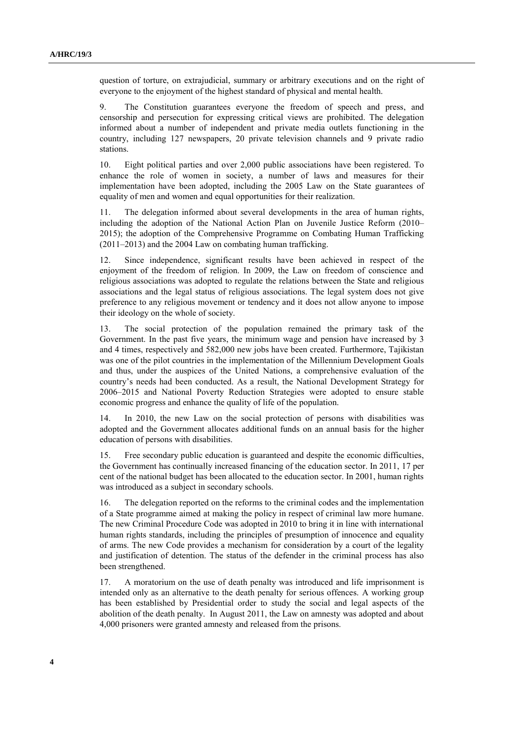question of torture, on extrajudicial, summary or arbitrary executions and on the right of everyone to the enjoyment of the highest standard of physical and mental health.

9. The Constitution guarantees everyone the freedom of speech and press, and censorship and persecution for expressing critical views are prohibited. The delegation informed about a number of independent and private media outlets functioning in the country, including 127 newspapers, 20 private television channels and 9 private radio stations.

10. Eight political parties and over 2,000 public associations have been registered. To enhance the role of women in society, a number of laws and measures for their implementation have been adopted, including the 2005 Law on the State guarantees of equality of men and women and equal opportunities for their realization.

11. The delegation informed about several developments in the area of human rights, including the adoption of the National Action Plan on Juvenile Justice Reform (2010–2015); the adoption of the Comprehensive Programme on Combating Human Trafficking (2011–2013) and the 2004 Law on combating human trafficking.

12. Since independence, significant results have been achieved in respect of the enjoyment of the freedom of religion. In 2009, the Law on freedom of conscience and religious associations was adopted to regulate the relations between the State and religious associations and the legal status of religious associations. The legal system does not give preference to any religious movement or tendency and it does not allow anyone to impose their ideology on the whole of society.

13. The social protection of the population remained the primary task of the Government. In the past five years, the minimum wage and pension have increased by 3 and 4 times, respectively and 582,000 new jobs have been created. Furthermore, Tajikistan was one of the pilot countries in the implementation of the Millennium Development Goals and thus, under the auspices of the United Nations, a comprehensive evaluation of the country's needs had been conducted. As a result, the National Development Strategy for 2006–2015 and National Poverty Reduction Strategies were adopted to ensure stable economic progress and enhance the quality of life of the population.

14. In 2010, the new Law on the social protection of persons with disabilities was adopted and the Government allocates additional funds on an annual basis for the higher education of persons with disabilities.

15. Free secondary public education is guaranteed and despite the economic difficulties, the Government has continually increased financing of the education sector. In 2011, 17 per cent of the national budget has been allocated to the education sector. In 2001, human rights was introduced as a subject in secondary schools.

16. The delegation reported on the reforms to the criminal codes and the implementation of a State programme aimed at making the policy in respect of criminal law more humane. The new Criminal Procedure Code was adopted in 2010 to bring it in line with international human rights standards, including the principles of presumption of innocence and equality of arms. The new Code provides a mechanism for consideration by a court of the legality and justification of detention. The status of the defender in the criminal process has also been strengthened.

17. A moratorium on the use of death penalty was introduced and life imprisonment is intended only as an alternative to the death penalty for serious offences. A working group has been established by Presidential order to study the social and legal aspects of the abolition of the death penalty. In August 2011, the Law on amnesty was adopted and about 4,000 prisoners were granted amnesty and released from the prisons.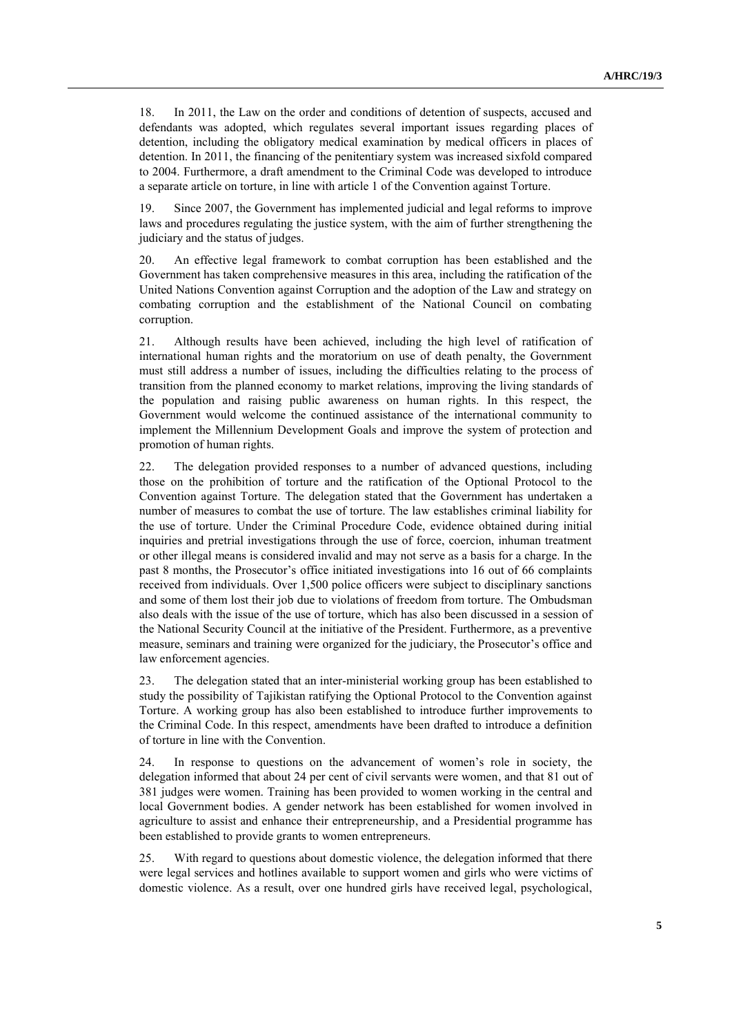18. In 2011, the Law on the order and conditions of detention of suspects, accused and defendants was adopted, which regulates several important issues regarding places of detention, including the obligatory medical examination by medical officers in places of detention. In 2011, the financing of the penitentiary system was increased sixfold compared to 2004. Furthermore, a draft amendment to the Criminal Code was developed to introduce a separate article on torture, in line with article 1 of the Convention against Torture.

19. Since 2007, the Government has implemented judicial and legal reforms to improve laws and procedures regulating the justice system, with the aim of further strengthening the judiciary and the status of judges.

20. An effective legal framework to combat corruption has been established and the Government has taken comprehensive measures in this area, including the ratification of the United Nations Convention against Corruption and the adoption of the Law and strategy on combating corruption and the establishment of the National Council on combating corruption.

21. Although results have been achieved, including the high level of ratification of international human rights and the moratorium on use of death penalty, the Government must still address a number of issues, including the difficulties relating to the process of transition from the planned economy to market relations, improving the living standards of the population and raising public awareness on human rights. In this respect, the Government would welcome the continued assistance of the international community to implement the Millennium Development Goals and improve the system of protection and promotion of human rights.

22. The delegation provided responses to a number of advanced questions, including those on the prohibition of torture and the ratification of the Optional Protocol to the Convention against Torture. The delegation stated that the Government has undertaken a number of measures to combat the use of torture. The law establishes criminal liability for the use of torture. Under the Criminal Procedure Code, evidence obtained during initial inquiries and pretrial investigations through the use of force, coercion, inhuman treatment or other illegal means is considered invalid and may not serve as a basis for a charge. In the past 8 months, the Prosecutor's office initiated investigations into 16 out of 66 complaints received from individuals. Over 1,500 police officers were subject to disciplinary sanctions and some of them lost their job due to violations of freedom from torture. The Ombudsman also deals with the issue of the use of torture, which has also been discussed in a session of the National Security Council at the initiative of the President. Furthermore, as a preventive measure, seminars and training were organized for the judiciary, the Prosecutor's office and law enforcement agencies.

23. The delegation stated that an inter-ministerial working group has been established to study the possibility of Tajikistan ratifying the Optional Protocol to the Convention against Torture. A working group has also been established to introduce further improvements to the Criminal Code. In this respect, amendments have been drafted to introduce a definition of torture in line with the Convention.

24. In response to questions on the advancement of women's role in society, the delegation informed that about 24 per cent of civil servants were women, and that 81 out of 381 judges were women. Training has been provided to women working in the central and local Government bodies. A gender network has been established for women involved in agriculture to assist and enhance their entrepreneurship, and a Presidential programme has been established to provide grants to women entrepreneurs.

25. With regard to questions about domestic violence, the delegation informed that there were legal services and hotlines available to support women and girls who were victims of domestic violence. As a result, over one hundred girls have received legal, psychological,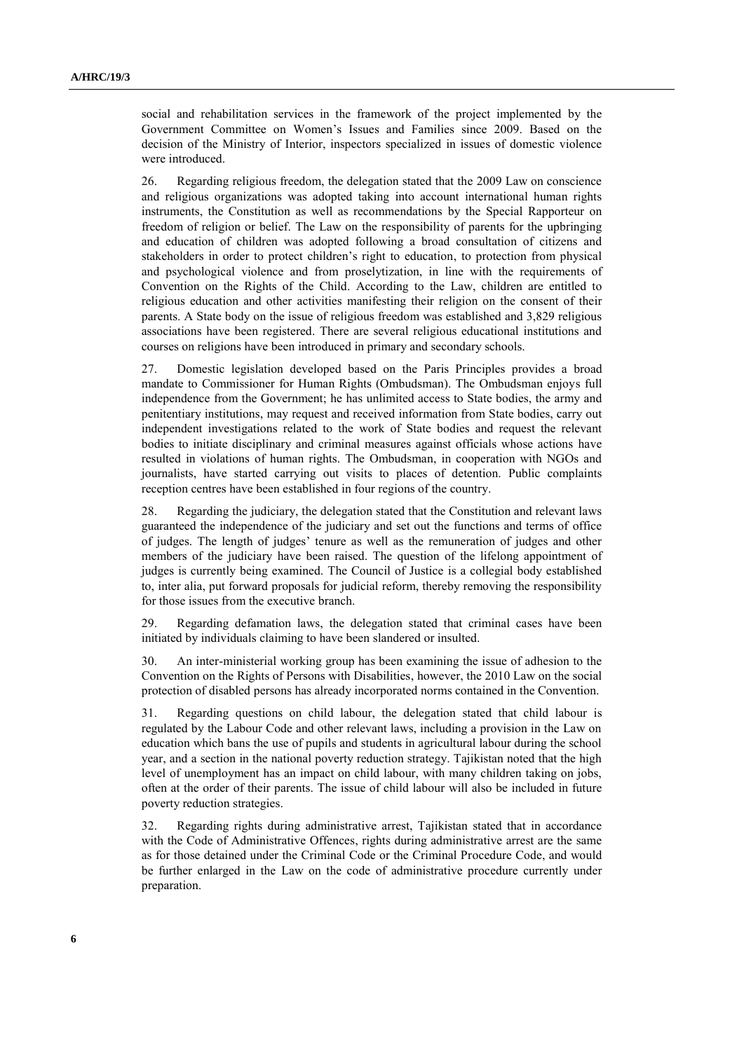social and rehabilitation services in the framework of the project implemented by the Government Committee on Women's Issues and Families since 2009. Based on the decision of the Ministry of Interior, inspectors specialized in issues of domestic violence were introduced.

26. Regarding religious freedom, the delegation stated that the 2009 Law on conscience and religious organizations was adopted taking into account international human rights instruments, the Constitution as well as recommendations by the Special Rapporteur on freedom of religion or belief. The Law on the responsibility of parents for the upbringing and education of children was adopted following a broad consultation of citizens and stakeholders in order to protect children's right to education, to protection from physical and psychological violence and from proselytization, in line with the requirements of Convention on the Rights of the Child. According to the Law, children are entitled to religious education and other activities manifesting their religion on the consent of their parents. A State body on the issue of religious freedom was established and 3,829 religious associations have been registered. There are several religious educational institutions and courses on religions have been introduced in primary and secondary schools.

27. Domestic legislation developed based on the Paris Principles provides a broad mandate to Commissioner for Human Rights (Ombudsman). The Ombudsman enjoys full independence from the Government; he has unlimited access to State bodies, the army and penitentiary institutions, may request and received information from State bodies, carry out independent investigations related to the work of State bodies and request the relevant bodies to initiate disciplinary and criminal measures against officials whose actions have resulted in violations of human rights. The Ombudsman, in cooperation with NGOs and journalists, have started carrying out visits to places of detention. Public complaints reception centres have been established in four regions of the country.

28. Regarding the judiciary, the delegation stated that the Constitution and relevant laws guaranteed the independence of the judiciary and set out the functions and terms of office of judges. The length of judges' tenure as well as the remuneration of judges and other members of the judiciary have been raised. The question of the lifelong appointment of judges is currently being examined. The Council of Justice is a collegial body established to, inter alia, put forward proposals for judicial reform, thereby removing the responsibility for those issues from the executive branch.

29. Regarding defamation laws, the delegation stated that criminal cases have been initiated by individuals claiming to have been slandered or insulted.

30. An inter-ministerial working group has been examining the issue of adhesion to the Convention on the Rights of Persons with Disabilities, however, the 2010 Law on the social protection of disabled persons has already incorporated norms contained in the Convention.

31. Regarding questions on child labour, the delegation stated that child labour is regulated by the Labour Code and other relevant laws, including a provision in the Law on education which bans the use of pupils and students in agricultural labour during the school year, and a section in the national poverty reduction strategy. Tajikistan noted that the high level of unemployment has an impact on child labour, with many children taking on jobs, often at the order of their parents. The issue of child labour will also be included in future poverty reduction strategies.

32. Regarding rights during administrative arrest, Tajikistan stated that in accordance with the Code of Administrative Offences, rights during administrative arrest are the same as for those detained under the Criminal Code or the Criminal Procedure Code, and would be further enlarged in the Law on the code of administrative procedure currently under preparation.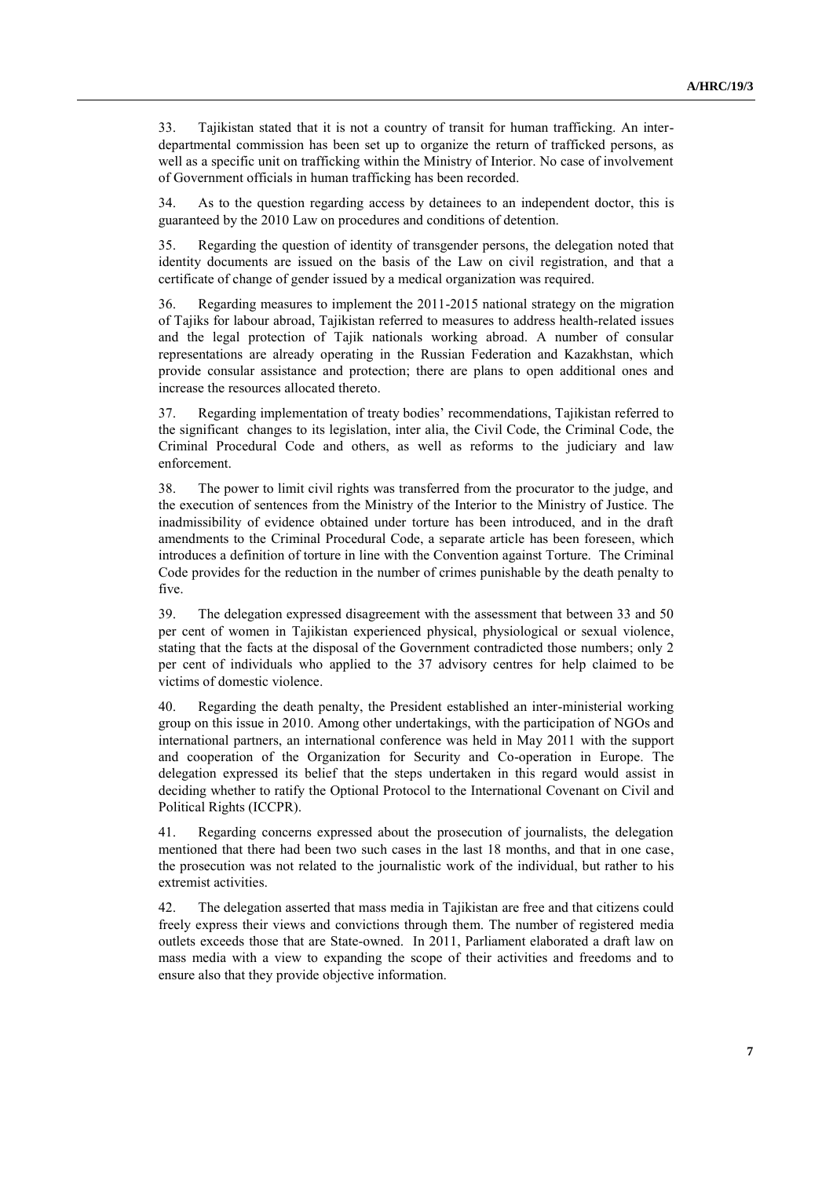33. Tajikistan stated that it is not a country of transit for human trafficking. An inter-departmental commission has been set up to organize the return of trafficked persons, as well as a specific unit on trafficking within the Ministry of Interior. No case of involvement of Government officials in human trafficking has been recorded.

34. As to the question regarding access by detainees to an independent doctor, this is guaranteed by the 2010 Law on procedures and conditions of detention.

35. Regarding the question of identity of transgender persons, the delegation noted that identity documents are issued on the basis of the Law on civil registration, and that a certificate of change of gender issued by a medical organization was required.

36. Regarding measures to implement the 2011-2015 national strategy on the migration of Tajiks for labour abroad, Tajikistan referred to measures to address health-related issues and the legal protection of Tajik nationals working abroad. A number of consular representations are already operating in the Russian Federation and Kazakhstan, which provide consular assistance and protection; there are plans to open additional ones and increase the resources allocated thereto.

37. Regarding implementation of treaty bodies' recommendations, Tajikistan referred to the significant changes to its legislation, inter alia, the Civil Code, the Criminal Code, the Criminal Procedural Code and others, as well as reforms to the judiciary and law enforcement.

38. The power to limit civil rights was transferred from the procurator to the judge, and the execution of sentences from the Ministry of the Interior to the Ministry of Justice. The inadmissibility of evidence obtained under torture has been introduced, and in the draft amendments to the Criminal Procedural Code, a separate article has been foreseen, which introduces a definition of torture in line with the Convention against Torture. The Criminal Code provides for the reduction in the number of crimes punishable by the death penalty to five.

39. The delegation expressed disagreement with the assessment that between 33 and 50 per cent of women in Tajikistan experienced physical, physiological or sexual violence, stating that the facts at the disposal of the Government contradicted those numbers; only 2 per cent of individuals who applied to the 37 advisory centres for help claimed to be victims of domestic violence.

40. Regarding the death penalty, the President established an inter-ministerial working group on this issue in 2010. Among other undertakings, with the participation of NGOs and international partners, an international conference was held in May 2011 with the support and cooperation of the Organization for Security and Co-operation in Europe. The delegation expressed its belief that the steps undertaken in this regard would assist in deciding whether to ratify the Optional Protocol to the International Covenant on Civil and Political Rights (ICCPR).

41. Regarding concerns expressed about the prosecution of journalists, the delegation mentioned that there had been two such cases in the last 18 months, and that in one case, the prosecution was not related to the journalistic work of the individual, but rather to his extremist activities.

42. The delegation asserted that mass media in Tajikistan are free and that citizens could freely express their views and convictions through them. The number of registered media outlets exceeds those that are State-owned. In 2011, Parliament elaborated a draft law on mass media with a view to expanding the scope of their activities and freedoms and to ensure also that they provide objective information.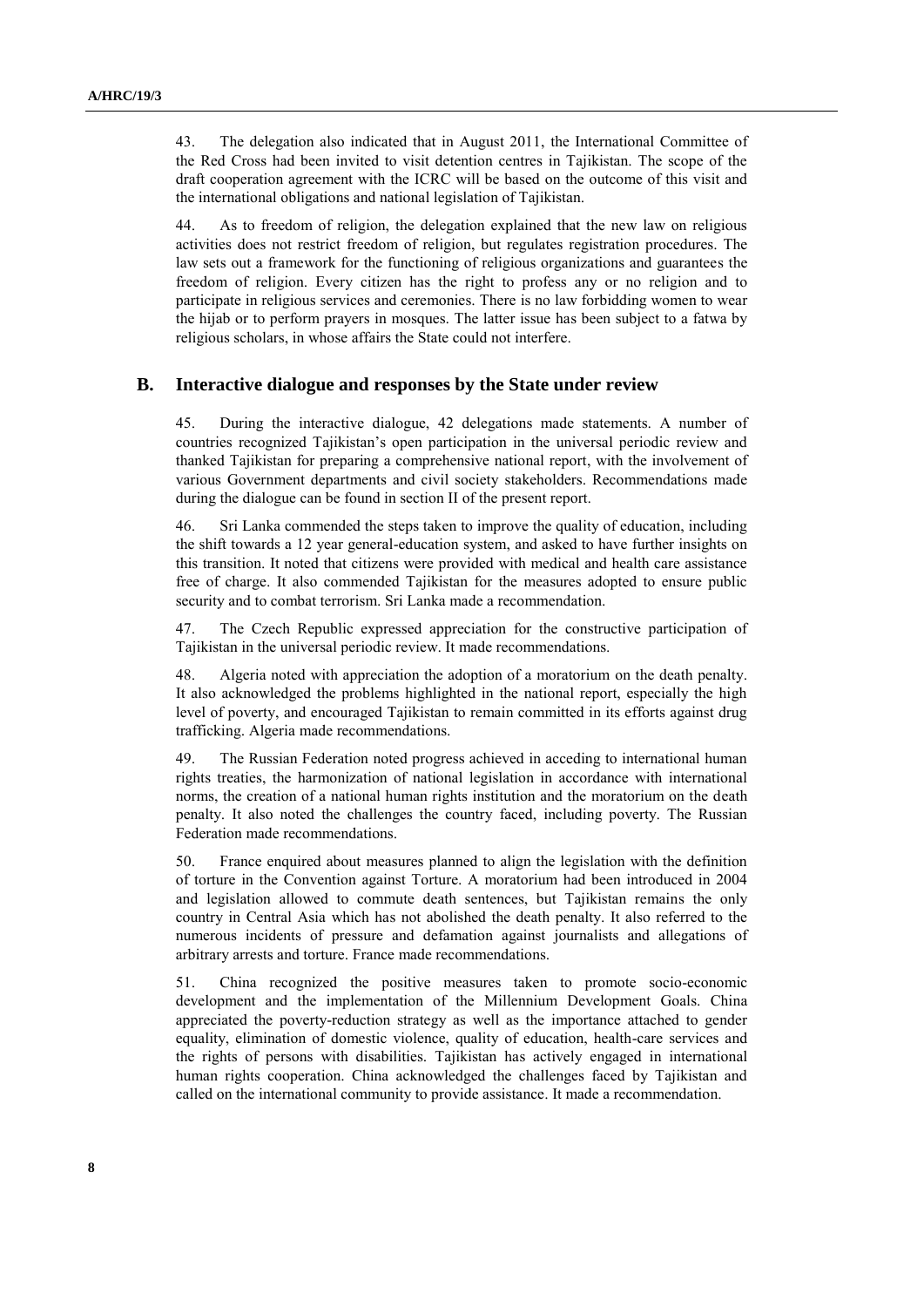43. The delegation also indicated that in August 2011, the International Committee of the Red Cross had been invited to visit detention centres in Tajikistan. The scope of the draft cooperation agreement with the ICRC will be based on the outcome of this visit and the international obligations and national legislation of Tajikistan.

44. As to freedom of religion, the delegation explained that the new law on religious activities does not restrict freedom of religion, but regulates registration procedures. The law sets out a framework for the functioning of religious organizations and guarantees the freedom of religion. Every citizen has the right to profess any or no religion and to participate in religious services and ceremonies. There is no law forbidding women to wear the hijab or to perform prayers in mosques. The latter issue has been subject to a fatwa by religious scholars, in whose affairs the State could not interfere.

## B. Interactive dialogue and responses by the State under review

45. During the interactive dialogue, 42 delegations made statements. A number of countries recognized Tajikistan's open participation in the universal periodic review and thanked Tajikistan for preparing a comprehensive national report, with the involvement of various Government departments and civil society stakeholders. Recommendations made during the dialogue can be found in section II of the present report.

46. Sri Lanka commended the steps taken to improve the quality of education, including the shift towards a 12 year general-education system, and asked to have further insights on this transition. It noted that citizens were provided with medical and health care assistance free of charge. It also commended Tajikistan for the measures adopted to ensure public security and to combat terrorism. Sri Lanka made a recommendation.

47. The Czech Republic expressed appreciation for the constructive participation of Tajikistan in the universal periodic review. It made recommendations.

48. Algeria noted with appreciation the adoption of a moratorium on the death penalty. It also acknowledged the problems highlighted in the national report, especially the high level of poverty, and encouraged Tajikistan to remain committed in its efforts against drug trafficking. Algeria made recommendations.

49. The Russian Federation noted progress achieved in acceding to international human rights treaties, the harmonization of national legislation in accordance with international norms, the creation of a national human rights institution and the moratorium on the death penalty. It also noted the challenges the country faced, including poverty. The Russian Federation made recommendations.

50. France enquired about measures planned to align the legislation with the definition of torture in the Convention against Torture. A moratorium had been introduced in 2004 and legislation allowed to commute death sentences, but Tajikistan remains the only country in Central Asia which has not abolished the death penalty. It also referred to the numerous incidents of pressure and defamation against journalists and allegations of arbitrary arrests and torture. France made recommendations.

51. China recognized the positive measures taken to promote socio-economic development and the implementation of the Millennium Development Goals. China appreciated the poverty-reduction strategy as well as the importance attached to gender equality, elimination of domestic violence, quality of education, health-care services and the rights of persons with disabilities. Tajikistan has actively engaged in international human rights cooperation. China acknowledged the challenges faced by Tajikistan and called on the international community to provide assistance. It made a recommendation.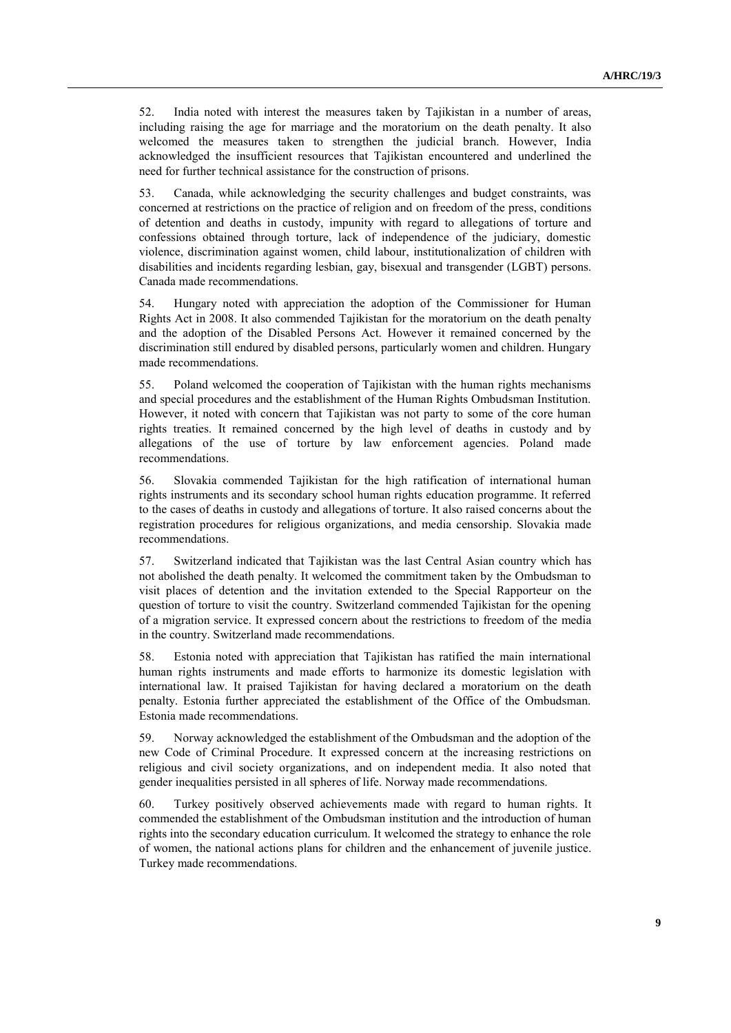52. India noted with interest the measures taken by Tajikistan in a number of areas, including raising the age for marriage and the moratorium on the death penalty. It also welcomed the measures taken to strengthen the judicial branch. However, India acknowledged the insufficient resources that Tajikistan encountered and underlined the need for further technical assistance for the construction of prisons.

53. Canada, while acknowledging the security challenges and budget constraints, was concerned at restrictions on the practice of religion and on freedom of the press, conditions of detention and deaths in custody, impunity with regard to allegations of torture and confessions obtained through torture, lack of independence of the judiciary, domestic violence, discrimination against women, child labour, institutionalization of children with disabilities and incidents regarding lesbian, gay, bisexual and transgender (LGBT) persons. Canada made recommendations.

54. Hungary noted with appreciation the adoption of the Commissioner for Human Rights Act in 2008. It also commended Tajikistan for the moratorium on the death penalty and the adoption of the Disabled Persons Act. However it remained concerned by the discrimination still endured by disabled persons, particularly women and children. Hungary made recommendations.

55. Poland welcomed the cooperation of Tajikistan with the human rights mechanisms and special procedures and the establishment of the Human Rights Ombudsman Institution. However, it noted with concern that Tajikistan was not party to some of the core human rights treaties. It remained concerned by the high level of deaths in custody and by allegations of the use of torture by law enforcement agencies. Poland made recommendations.

56. Slovakia commended Tajikistan for the high ratification of international human rights instruments and its secondary school human rights education programme. It referred to the cases of deaths in custody and allegations of torture. It also raised concerns about the registration procedures for religious organizations, and media censorship. Slovakia made recommendations.

57. Switzerland indicated that Tajikistan was the last Central Asian country which has not abolished the death penalty. It welcomed the commitment taken by the Ombudsman to visit places of detention and the invitation extended to the Special Rapporteur on the question of torture to visit the country. Switzerland commended Tajikistan for the opening of a migration service. It expressed concern about the restrictions to freedom of the media in the country. Switzerland made recommendations.

58. Estonia noted with appreciation that Tajikistan has ratified the main international human rights instruments and made efforts to harmonize its domestic legislation with international law. It praised Tajikistan for having declared a moratorium on the death penalty. Estonia further appreciated the establishment of the Office of the Ombudsman. Estonia made recommendations.

59. Norway acknowledged the establishment of the Ombudsman and the adoption of the new Code of Criminal Procedure. It expressed concern at the increasing restrictions on religious and civil society organizations, and on independent media. It also noted that gender inequalities persisted in all spheres of life. Norway made recommendations.

60. Turkey positively observed achievements made with regard to human rights. It commended the establishment of the Ombudsman institution and the introduction of human rights into the secondary education curriculum. It welcomed the strategy to enhance the role of women, the national actions plans for children and the enhancement of juvenile justice. Turkey made recommendations.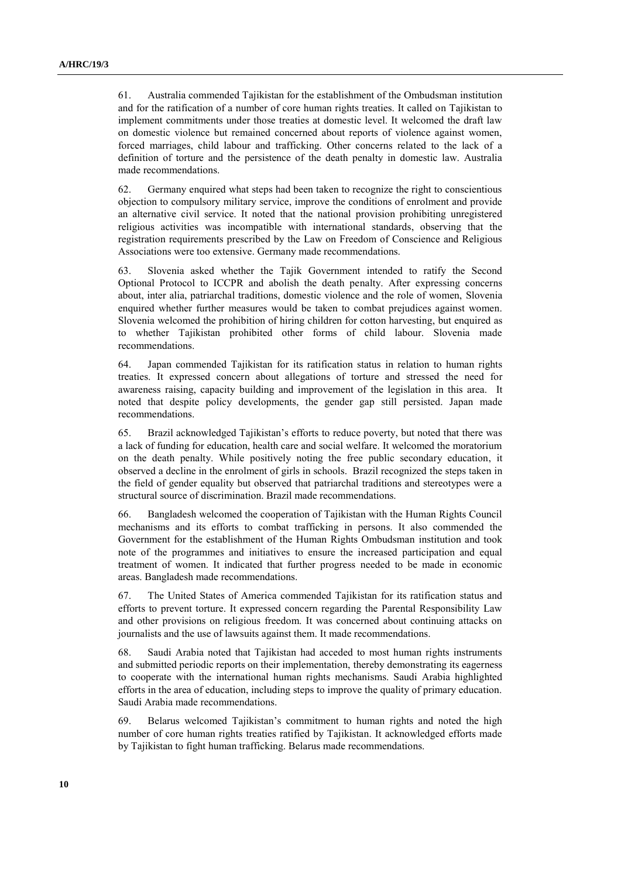61. Australia commended Tajikistan for the establishment of the Ombudsman institution and for the ratification of a number of core human rights treaties. It called on Tajikistan to implement commitments under those treaties at domestic level. It welcomed the draft law on domestic violence but remained concerned about reports of violence against women, forced marriages, child labour and trafficking. Other concerns related to the lack of a definition of torture and the persistence of the death penalty in domestic law. Australia made recommendations.

62. Germany enquired what steps had been taken to recognize the right to conscientious objection to compulsory military service, improve the conditions of enrolment and provide an alternative civil service. It noted that the national provision prohibiting unregistered religious activities was incompatible with international standards, observing that the registration requirements prescribed by the Law on Freedom of Conscience and Religious Associations were too extensive. Germany made recommendations.

63. Slovenia asked whether the Tajik Government intended to ratify the Second Optional Protocol to ICCPR and abolish the death penalty. After expressing concerns about, inter alia, patriarchal traditions, domestic violence and the role of women, Slovenia enquired whether further measures would be taken to combat prejudices against women. Slovenia welcomed the prohibition of hiring children for cotton harvesting, but enquired as to whether Tajikistan prohibited other forms of child labour. Slovenia made recommendations.

64. Japan commended Tajikistan for its ratification status in relation to human rights treaties. It expressed concern about allegations of torture and stressed the need for awareness raising, capacity building and improvement of the legislation in this area. It noted that despite policy developments, the gender gap still persisted. Japan made recommendations.

65. Brazil acknowledged Tajikistan's efforts to reduce poverty, but noted that there was a lack of funding for education, health care and social welfare. It welcomed the moratorium on the death penalty. While positively noting the free public secondary education, it observed a decline in the enrolment of girls in schools. Brazil recognized the steps taken in the field of gender equality but observed that patriarchal traditions and stereotypes were a structural source of discrimination. Brazil made recommendations.

66. Bangladesh welcomed the cooperation of Tajikistan with the Human Rights Council mechanisms and its efforts to combat trafficking in persons. It also commended the Government for the establishment of the Human Rights Ombudsman institution and took note of the programmes and initiatives to ensure the increased participation and equal treatment of women. It indicated that further progress needed to be made in economic areas. Bangladesh made recommendations.

67. The United States of America commended Tajikistan for its ratification status and efforts to prevent torture. It expressed concern regarding the Parental Responsibility Law and other provisions on religious freedom. It was concerned about continuing attacks on journalists and the use of lawsuits against them. It made recommendations.

68. Saudi Arabia noted that Tajikistan had acceded to most human rights instruments and submitted periodic reports on their implementation, thereby demonstrating its eagerness to cooperate with the international human rights mechanisms. Saudi Arabia highlighted efforts in the area of education, including steps to improve the quality of primary education. Saudi Arabia made recommendations.

69. Belarus welcomed Tajikistan's commitment to human rights and noted the high number of core human rights treaties ratified by Tajikistan. It acknowledged efforts made by Tajikistan to fight human trafficking. Belarus made recommendations.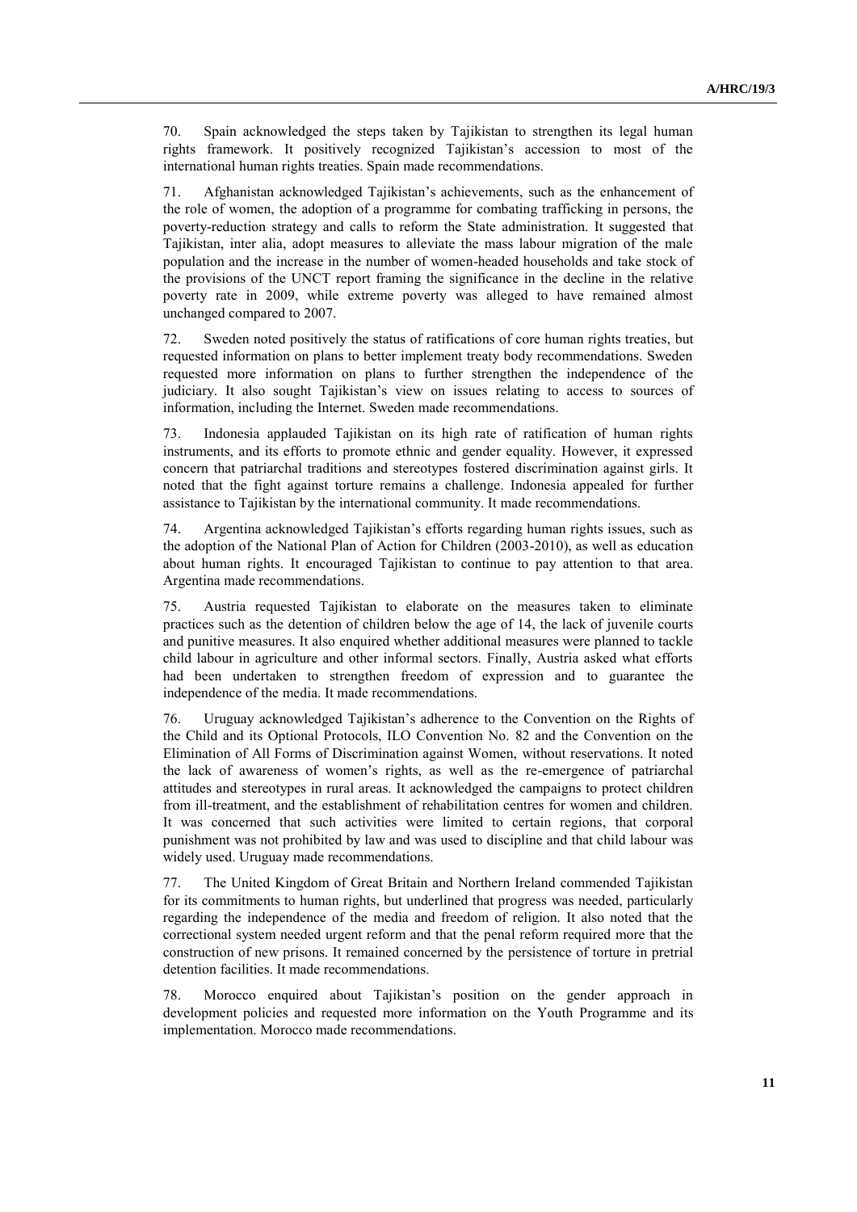70. Spain acknowledged the steps taken by Tajikistan to strengthen its legal human rights framework. It positively recognized Tajikistan's accession to most of the international human rights treaties. Spain made recommendations.

71. Afghanistan acknowledged Tajikistan's achievements, such as the enhancement of the role of women, the adoption of a programme for combating trafficking in persons, the poverty-reduction strategy and calls to reform the State administration. It suggested that Tajikistan, inter alia, adopt measures to alleviate the mass labour migration of the male population and the increase in the number of women-headed households and take stock of the provisions of the UNCT report framing the significance in the decline in the relative poverty rate in 2009, while extreme poverty was alleged to have remained almost unchanged compared to 2007.

72. Sweden noted positively the status of ratifications of core human rights treaties, but requested information on plans to better implement treaty body recommendations. Sweden requested more information on plans to further strengthen the independence of the judiciary. It also sought Tajikistan's view on issues relating to access to sources of information, including the Internet. Sweden made recommendations.

73. Indonesia applauded Tajikistan on its high rate of ratification of human rights instruments, and its efforts to promote ethnic and gender equality. However, it expressed concern that patriarchal traditions and stereotypes fostered discrimination against girls. It noted that the fight against torture remains a challenge. Indonesia appealed for further assistance to Tajikistan by the international community. It made recommendations.

74. Argentina acknowledged Tajikistan's efforts regarding human rights issues, such as the adoption of the National Plan of Action for Children (2003-2010), as well as education about human rights. It encouraged Tajikistan to continue to pay attention to that area. Argentina made recommendations.

75. Austria requested Tajikistan to elaborate on the measures taken to eliminate practices such as the detention of children below the age of 14, the lack of juvenile courts and punitive measures. It also enquired whether additional measures were planned to tackle child labour in agriculture and other informal sectors. Finally, Austria asked what efforts had been undertaken to strengthen freedom of expression and to guarantee the independence of the media. It made recommendations.

76. Uruguay acknowledged Tajikistan's adherence to the Convention on the Rights of the Child and its Optional Protocols, ILO Convention No. 82 and the Convention on the Elimination of All Forms of Discrimination against Women, without reservations. It noted the lack of awareness of women's rights, as well as the re-emergence of patriarchal attitudes and stereotypes in rural areas. It acknowledged the campaigns to protect children from ill-treatment, and the establishment of rehabilitation centres for women and children. It was concerned that such activities were limited to certain regions, that corporal punishment was not prohibited by law and was used to discipline and that child labour was widely used. Uruguay made recommendations.

77. The United Kingdom of Great Britain and Northern Ireland commended Tajikistan for its commitments to human rights, but underlined that progress was needed, particularly regarding the independence of the media and freedom of religion. It also noted that the correctional system needed urgent reform and that the penal reform required more that the construction of new prisons. It remained concerned by the persistence of torture in pretrial detention facilities. It made recommendations.

78. Morocco enquired about Tajikistan's position on the gender approach in development policies and requested more information on the Youth Programme and its implementation. Morocco made recommendations.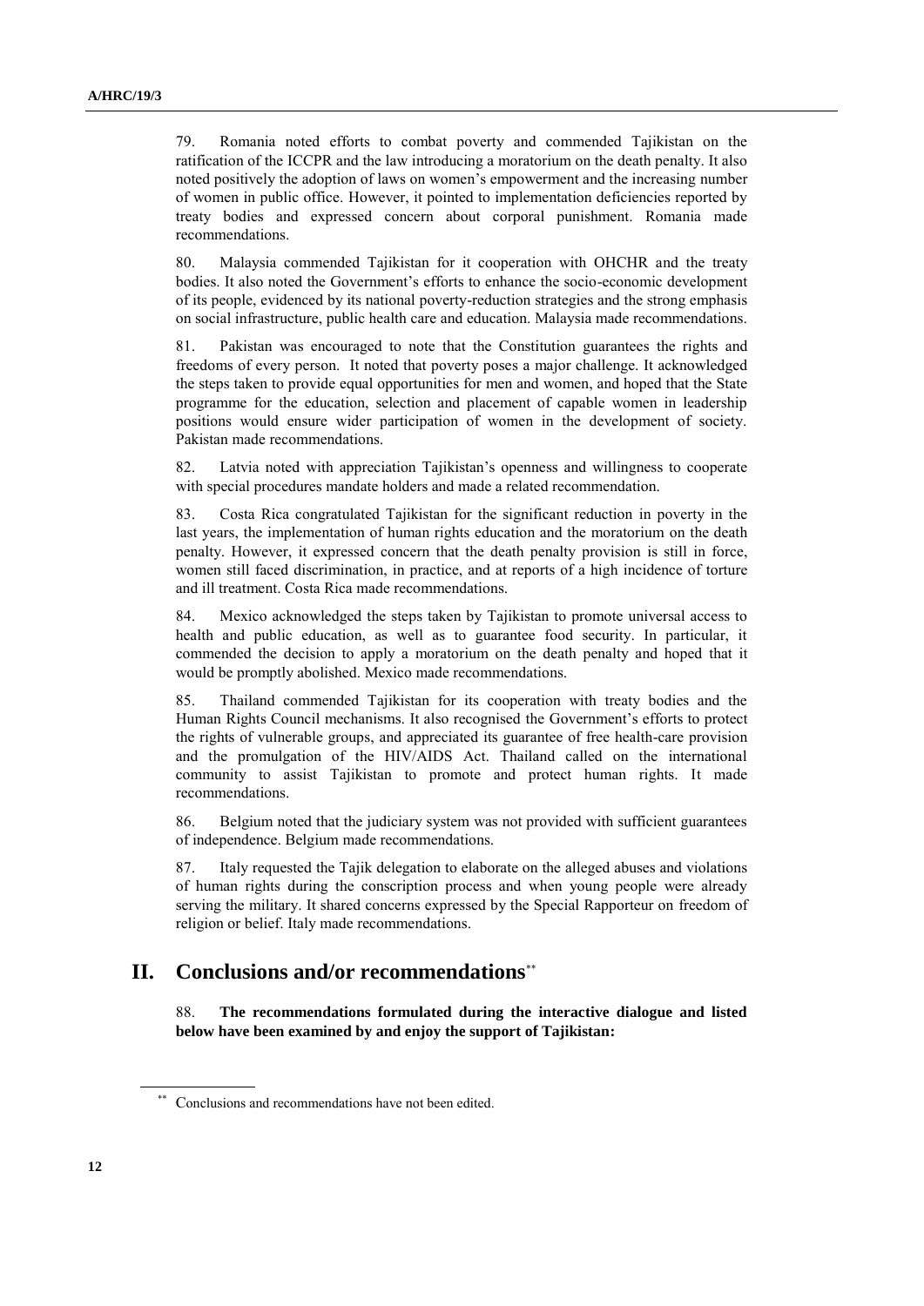79. Romania noted efforts to combat poverty and commended Tajikistan on the ratification of the ICCPR and the law introducing a moratorium on the death penalty. It also noted positively the adoption of laws on women's empowerment and the increasing number of women in public office. However, it pointed to implementation deficiencies reported by treaty bodies and expressed concern about corporal punishment. Romania made recommendations.

80. Malaysia commended Tajikistan for it cooperation with OHCHR and the treaty bodies. It also noted the Government's efforts to enhance the socio-economic development of its people, evidenced by its national poverty-reduction strategies and the strong emphasis on social infrastructure, public health care and education. Malaysia made recommendations.

81. Pakistan was encouraged to note that the Constitution guarantees the rights and freedoms of every person. It noted that poverty poses a major challenge. It acknowledged the steps taken to provide equal opportunities for men and women, and hoped that the State programme for the education, selection and placement of capable women in leadership positions would ensure wider participation of women in the development of society. Pakistan made recommendations.

82. Latvia noted with appreciation Tajikistan's openness and willingness to cooperate with special procedures mandate holders and made a related recommendation.

83. Costa Rica congratulated Tajikistan for the significant reduction in poverty in the last years, the implementation of human rights education and the moratorium on the death penalty. However, it expressed concern that the death penalty provision is still in force, women still faced discrimination, in practice, and at reports of a high incidence of torture and ill treatment. Costa Rica made recommendations.

84. Mexico acknowledged the steps taken by Tajikistan to promote universal access to health and public education, as well as to guarantee food security. In particular, it commended the decision to apply a moratorium on the death penalty and hoped that it would be promptly abolished. Mexico made recommendations.

85. Thailand commended Tajikistan for its cooperation with treaty bodies and the Human Rights Council mechanisms. It also recognised the Government's efforts to protect the rights of vulnerable groups, and appreciated its guarantee of free health-care provision and the promulgation of the HIV/AIDS Act. Thailand called on the international community to assist Tajikistan to promote and protect human rights. It made recommendations.

86. Belgium noted that the judiciary system was not provided with sufficient guarantees of independence. Belgium made recommendations.

87. Italy requested the Tajik delegation to elaborate on the alleged abuses and violations of human rights during the conscription process and when young people were already serving the military. It shared concerns expressed by the Special Rapporteur on freedom of religion or belief. Italy made recommendations.

## II. Conclusions and/or recommendations[**]

88. **The recommendations formulated during the interactive dialogue and listed below have been examined by and enjoy the support of Tajikistan:**

[**] Conclusions and recommendations have not been edited.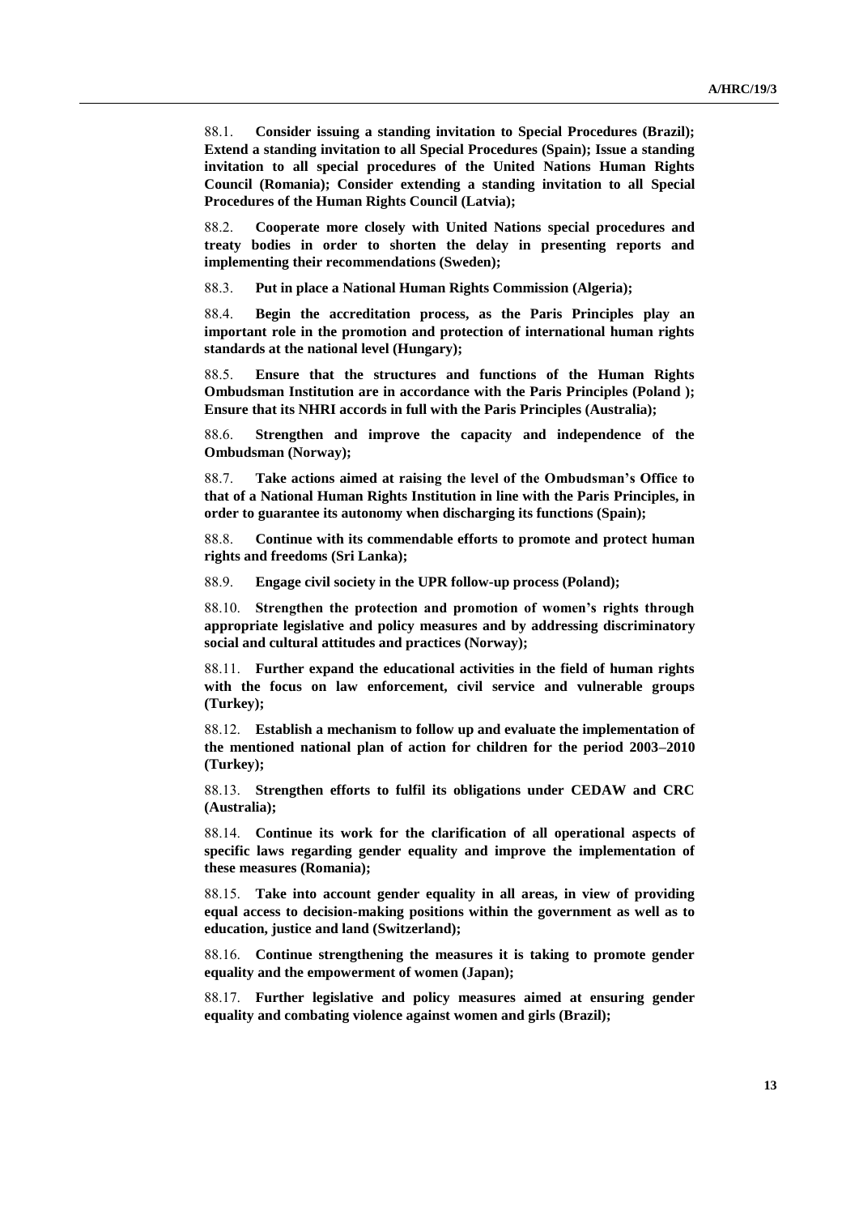88.1. **Consider issuing a standing invitation to Special Procedures (Brazil); Extend a standing invitation to all Special Procedures (Spain); Issue a standing invitation to all special procedures of the United Nations Human Rights Council (Romania); Consider extending a standing invitation to all Special Procedures of the Human Rights Council (Latvia);**

88.2. **Cooperate more closely with United Nations special procedures and treaty bodies in order to shorten the delay in presenting reports and implementing their recommendations (Sweden);**

88.3. **Put in place a National Human Rights Commission (Algeria);**

88.4. **Begin the accreditation process, as the Paris Principles play an important role in the promotion and protection of international human rights standards at the national level (Hungary);**

88.5. **Ensure that the structures and functions of the Human Rights Ombudsman Institution are in accordance with the Paris Principles (Poland ); Ensure that its NHRI accords in full with the Paris Principles (Australia);**

88.6. **Strengthen and improve the capacity and independence of the Ombudsman (Norway);**

88.7. **Take actions aimed at raising the level of the Ombudsman's Office to that of a National Human Rights Institution in line with the Paris Principles, in order to guarantee its autonomy when discharging its functions (Spain);**

88.8. **Continue with its commendable efforts to promote and protect human rights and freedoms (Sri Lanka);**

88.9. **Engage civil society in the UPR follow-up process (Poland);**

88.10. **Strengthen the protection and promotion of women's rights through appropriate legislative and policy measures and by addressing discriminatory social and cultural attitudes and practices (Norway);**

88.11. **Further expand the educational activities in the field of human rights with the focus on law enforcement, civil service and vulnerable groups (Turkey);**

88.12. **Establish a mechanism to follow up and evaluate the implementation of the mentioned national plan of action for children for the period 2003–2010 (Turkey);**

88.13. **Strengthen efforts to fulfil its obligations under CEDAW and CRC (Australia);**

88.14. **Continue its work for the clarification of all operational aspects of specific laws regarding gender equality and improve the implementation of these measures (Romania);**

88.15. **Take into account gender equality in all areas, in view of providing equal access to decision-making positions within the government as well as to education, justice and land (Switzerland);**

88.16. **Continue strengthening the measures it is taking to promote gender equality and the empowerment of women (Japan);**

88.17. **Further legislative and policy measures aimed at ensuring gender equality and combating violence against women and girls (Brazil);**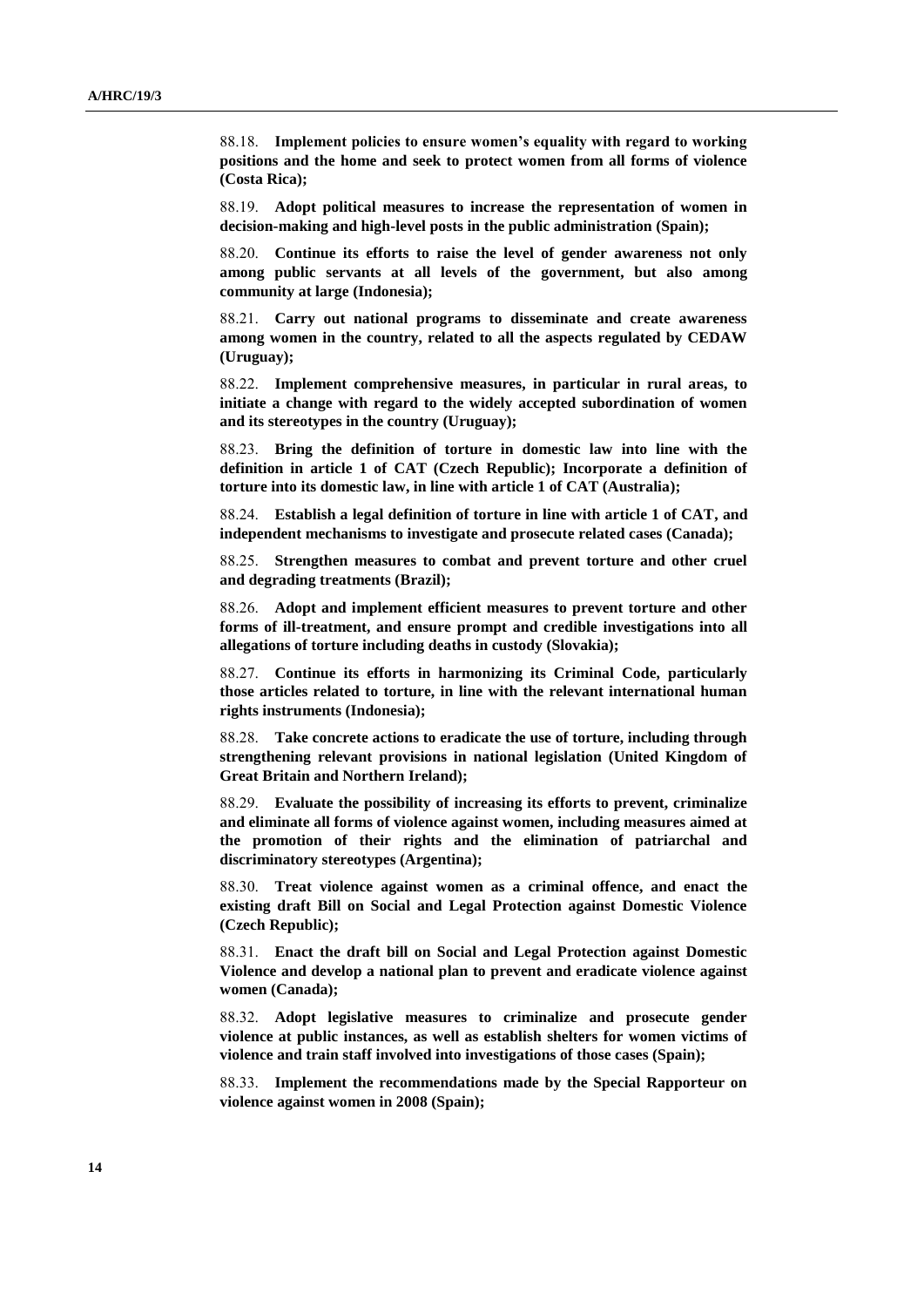88.18. **Implement policies to ensure women's equality with regard to working positions and the home and seek to protect women from all forms of violence (Costa Rica);**

88.19. **Adopt political measures to increase the representation of women in decision-making and high-level posts in the public administration (Spain);**

88.20. **Continue its efforts to raise the level of gender awareness not only among public servants at all levels of the government, but also among community at large (Indonesia);**

88.21. **Carry out national programs to disseminate and create awareness among women in the country, related to all the aspects regulated by CEDAW (Uruguay);**

88.22. **Implement comprehensive measures, in particular in rural areas, to initiate a change with regard to the widely accepted subordination of women and its stereotypes in the country (Uruguay);**

88.23. **Bring the definition of torture in domestic law into line with the definition in article 1 of CAT (Czech Republic); Incorporate a definition of torture into its domestic law, in line with article 1 of CAT (Australia);**

88.24. **Establish a legal definition of torture in line with article 1 of CAT, and independent mechanisms to investigate and prosecute related cases (Canada);**

88.25. **Strengthen measures to combat and prevent torture and other cruel and degrading treatments (Brazil);**

88.26. **Adopt and implement efficient measures to prevent torture and other forms of ill-treatment, and ensure prompt and credible investigations into all allegations of torture including deaths in custody (Slovakia);**

88.27. **Continue its efforts in harmonizing its Criminal Code, particularly those articles related to torture, in line with the relevant international human rights instruments (Indonesia);**

88.28. **Take concrete actions to eradicate the use of torture, including through strengthening relevant provisions in national legislation (United Kingdom of Great Britain and Northern Ireland);**

88.29. **Evaluate the possibility of increasing its efforts to prevent, criminalize and eliminate all forms of violence against women, including measures aimed at the promotion of their rights and the elimination of patriarchal and discriminatory stereotypes (Argentina);**

88.30. **Treat violence against women as a criminal offence, and enact the existing draft Bill on Social and Legal Protection against Domestic Violence (Czech Republic);**

88.31. **Enact the draft bill on Social and Legal Protection against Domestic Violence and develop a national plan to prevent and eradicate violence against women (Canada);**

88.32. **Adopt legislative measures to criminalize and prosecute gender violence at public instances, as well as establish shelters for women victims of violence and train staff involved into investigations of those cases (Spain);**

88.33. **Implement the recommendations made by the Special Rapporteur on violence against women in 2008 (Spain);**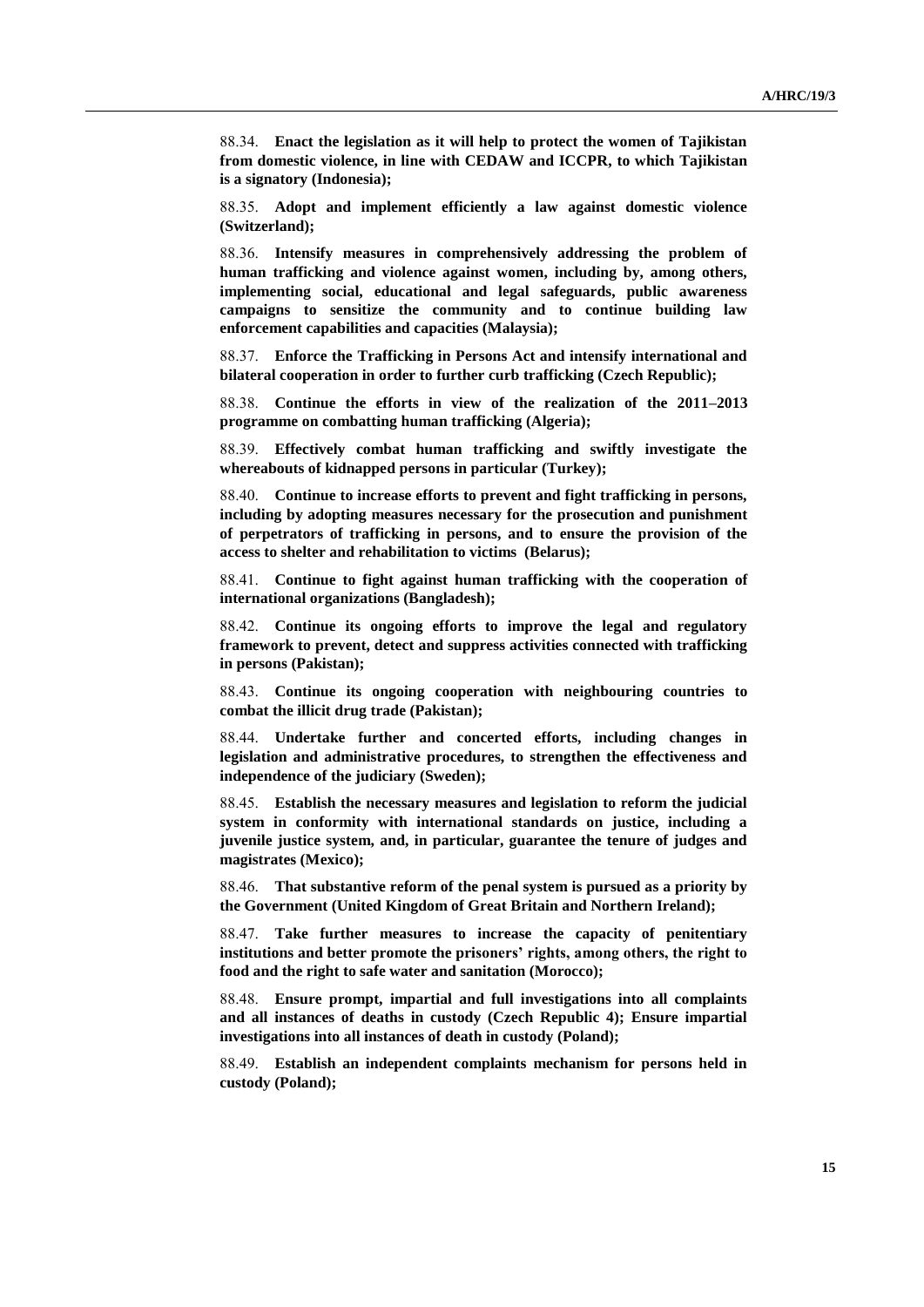88.34. **Enact the legislation as it will help to protect the women of Tajikistan from domestic violence, in line with CEDAW and ICCPR, to which Tajikistan is a signatory (Indonesia);**

88.35. **Adopt and implement efficiently a law against domestic violence (Switzerland);**

88.36. **Intensify measures in comprehensively addressing the problem of human trafficking and violence against women, including by, among others, implementing social, educational and legal safeguards, public awareness campaigns to sensitize the community and to continue building law enforcement capabilities and capacities (Malaysia);**

88.37. **Enforce the Trafficking in Persons Act and intensify international and bilateral cooperation in order to further curb trafficking (Czech Republic);**

88.38. **Continue the efforts in view of the realization of the 2011–2013 programme on combatting human trafficking (Algeria);**

88.39. **Effectively combat human trafficking and swiftly investigate the whereabouts of kidnapped persons in particular (Turkey);**

88.40. **Continue to increase efforts to prevent and fight trafficking in persons, including by adopting measures necessary for the prosecution and punishment of perpetrators of trafficking in persons, and to ensure the provision of the access to shelter and rehabilitation to victims (Belarus);**

88.41. **Continue to fight against human trafficking with the cooperation of international organizations (Bangladesh);**

88.42. **Continue its ongoing efforts to improve the legal and regulatory framework to prevent, detect and suppress activities connected with trafficking in persons (Pakistan);**

88.43. **Continue its ongoing cooperation with neighbouring countries to combat the illicit drug trade (Pakistan);**

88.44. **Undertake further and concerted efforts, including changes in legislation and administrative procedures, to strengthen the effectiveness and independence of the judiciary (Sweden);**

88.45. **Establish the necessary measures and legislation to reform the judicial system in conformity with international standards on justice, including a juvenile justice system, and, in particular, guarantee the tenure of judges and magistrates (Mexico);**

88.46. **That substantive reform of the penal system is pursued as a priority by the Government (United Kingdom of Great Britain and Northern Ireland);**

88.47. **Take further measures to increase the capacity of penitentiary institutions and better promote the prisoners' rights, among others, the right to food and the right to safe water and sanitation (Morocco);**

88.48. **Ensure prompt, impartial and full investigations into all complaints and all instances of deaths in custody (Czech Republic 4); Ensure impartial investigations into all instances of death in custody (Poland);**

88.49. **Establish an independent complaints mechanism for persons held in custody (Poland);**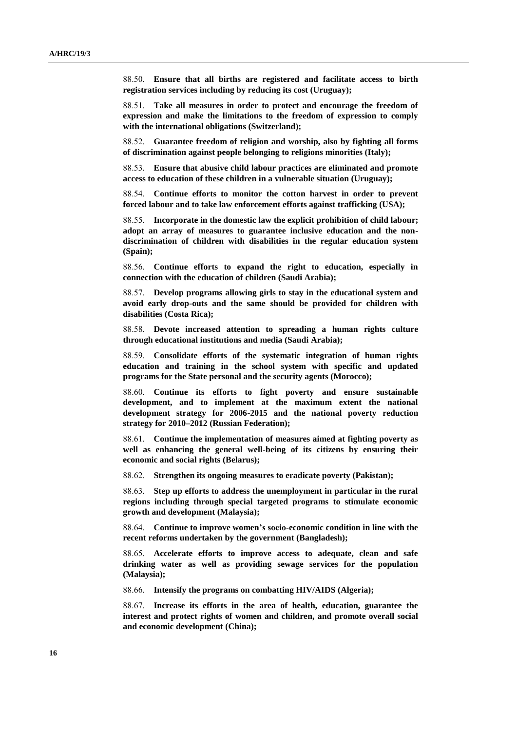88.50. **Ensure that all births are registered and facilitate access to birth registration services including by reducing its cost (Uruguay);**

88.51. **Take all measures in order to protect and encourage the freedom of expression and make the limitations to the freedom of expression to comply with the international obligations (Switzerland);**

88.52. **Guarantee freedom of religion and worship, also by fighting all forms of discrimination against people belonging to religions minorities (Italy);**

88.53. **Ensure that abusive child labour practices are eliminated and promote access to education of these children in a vulnerable situation (Uruguay);**

88.54. **Continue efforts to monitor the cotton harvest in order to prevent forced labour and to take law enforcement efforts against trafficking (USA);**

88.55. **Incorporate in the domestic law the explicit prohibition of child labour; adopt an array of measures to guarantee inclusive education and the non-discrimination of children with disabilities in the regular education system (Spain);**

88.56. **Continue efforts to expand the right to education, especially in connection with the education of children (Saudi Arabia);**

88.57. **Develop programs allowing girls to stay in the educational system and avoid early drop-outs and the same should be provided for children with disabilities (Costa Rica);**

88.58. **Devote increased attention to spreading a human rights culture through educational institutions and media (Saudi Arabia);**

88.59. **Consolidate efforts of the systematic integration of human rights education and training in the school system with specific and updated programs for the State personal and the security agents (Morocco);**

88.60. **Continue its efforts to fight poverty and ensure sustainable development, and to implement at the maximum extent the national development strategy for 2006-2015 and the national poverty reduction strategy for 2010–2012 (Russian Federation);**

88.61. **Continue the implementation of measures aimed at fighting poverty as well as enhancing the general well-being of its citizens by ensuring their economic and social rights (Belarus);**

88.62. **Strengthen its ongoing measures to eradicate poverty (Pakistan);**

88.63. **Step up efforts to address the unemployment in particular in the rural regions including through special targeted programs to stimulate economic growth and development (Malaysia);**

88.64. **Continue to improve women's socio-economic condition in line with the recent reforms undertaken by the government (Bangladesh);**

88.65. **Accelerate efforts to improve access to adequate, clean and safe drinking water as well as providing sewage services for the population (Malaysia);**

88.66. **Intensify the programs on combatting HIV/AIDS (Algeria);**

88.67. **Increase its efforts in the area of health, education, guarantee the interest and protect rights of women and children, and promote overall social and economic development (China);**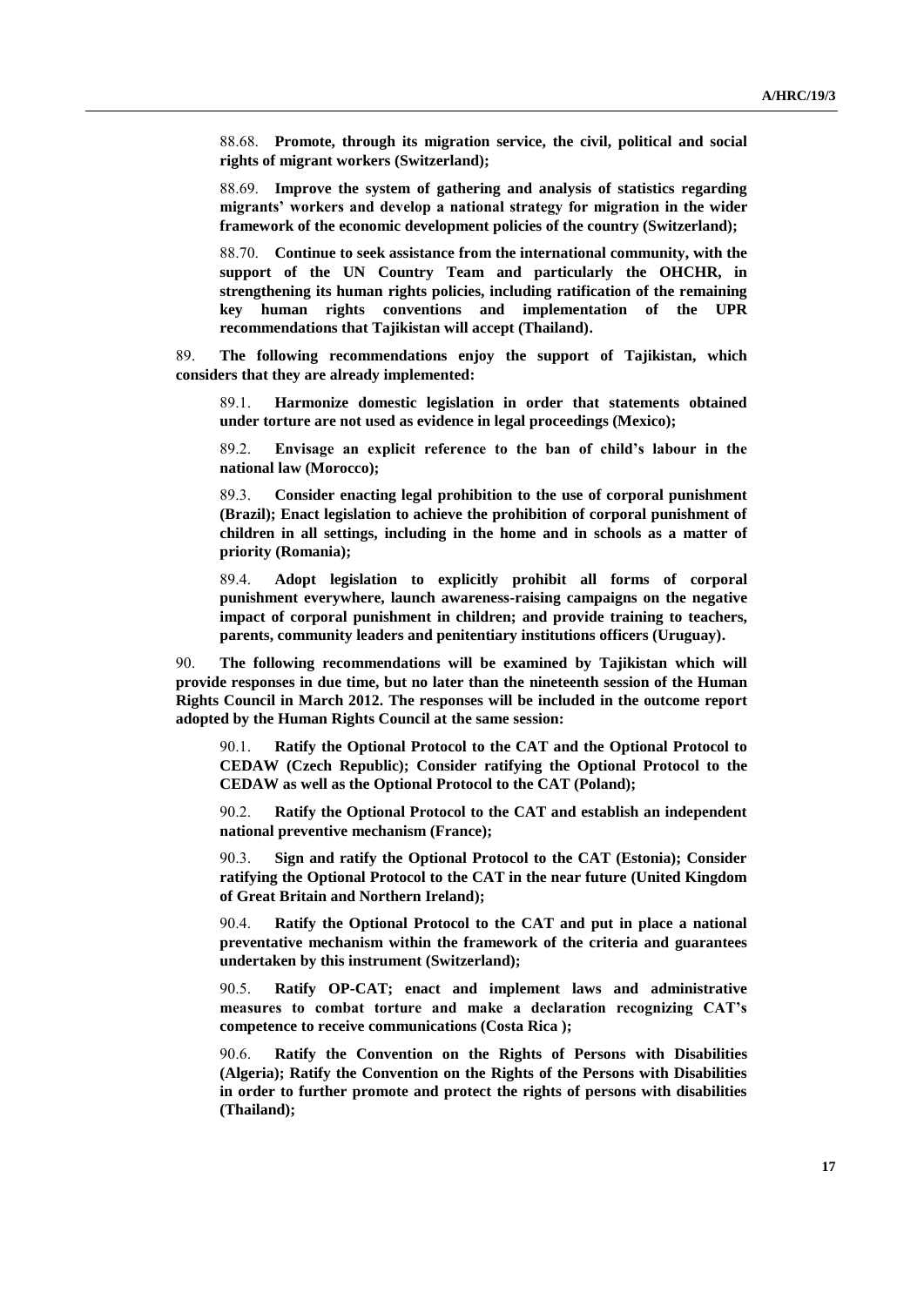88.68. **Promote, through its migration service, the civil, political and social rights of migrant workers (Switzerland);**

88.69. **Improve the system of gathering and analysis of statistics regarding migrants' workers and develop a national strategy for migration in the wider framework of the economic development policies of the country (Switzerland);**

88.70. **Continue to seek assistance from the international community, with the support of the UN Country Team and particularly the OHCHR, in strengthening its human rights policies, including ratification of the remaining key human rights conventions and implementation of the UPR recommendations that Tajikistan will accept (Thailand).**

89. **The following recommendations enjoy the support of Tajikistan, which considers that they are already implemented:**

89.1. **Harmonize domestic legislation in order that statements obtained under torture are not used as evidence in legal proceedings (Mexico);**

89.2. **Envisage an explicit reference to the ban of child's labour in the national law (Morocco);**

89.3. **Consider enacting legal prohibition to the use of corporal punishment (Brazil); Enact legislation to achieve the prohibition of corporal punishment of children in all settings, including in the home and in schools as a matter of priority (Romania);**

89.4. **Adopt legislation to explicitly prohibit all forms of corporal punishment everywhere, launch awareness-raising campaigns on the negative impact of corporal punishment in children; and provide training to teachers, parents, community leaders and penitentiary institutions officers (Uruguay).**

90. **The following recommendations will be examined by Tajikistan which will provide responses in due time, but no later than the nineteenth session of the Human Rights Council in March 2012. The responses will be included in the outcome report adopted by the Human Rights Council at the same session:**

90.1. **Ratify the Optional Protocol to the CAT and the Optional Protocol to CEDAW (Czech Republic); Consider ratifying the Optional Protocol to the CEDAW as well as the Optional Protocol to the CAT (Poland);**

90.2. **Ratify the Optional Protocol to the CAT and establish an independent national preventive mechanism (France);**

90.3. **Sign and ratify the Optional Protocol to the CAT (Estonia); Consider ratifying the Optional Protocol to the CAT in the near future (United Kingdom of Great Britain and Northern Ireland);**

90.4. **Ratify the Optional Protocol to the CAT and put in place a national preventative mechanism within the framework of the criteria and guarantees undertaken by this instrument (Switzerland);**

90.5. **Ratify OP-CAT; enact and implement laws and administrative measures to combat torture and make a declaration recognizing CAT's competence to receive communications (Costa Rica );**

90.6. **Ratify the Convention on the Rights of Persons with Disabilities (Algeria); Ratify the Convention on the Rights of the Persons with Disabilities in order to further promote and protect the rights of persons with disabilities (Thailand);**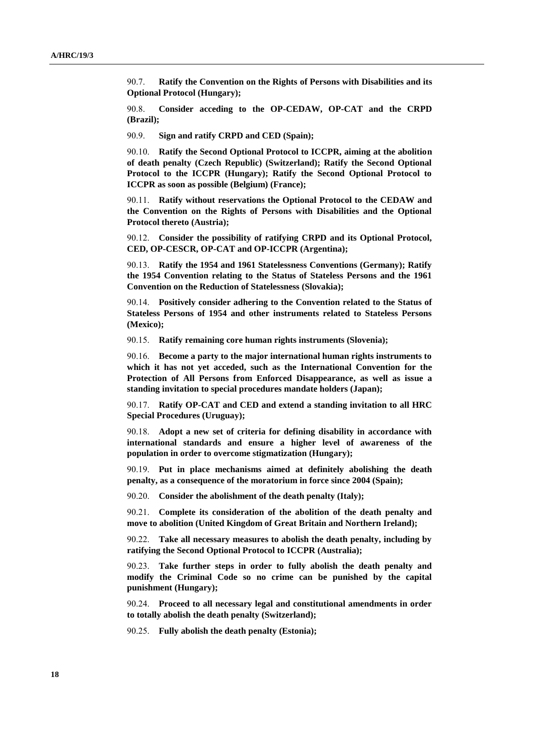90.7. **Ratify the Convention on the Rights of Persons with Disabilities and its Optional Protocol (Hungary);**

90.8. **Consider acceding to the OP-CEDAW, OP-CAT and the CRPD (Brazil);**

90.9. **Sign and ratify CRPD and CED (Spain);**

90.10. **Ratify the Second Optional Protocol to ICCPR, aiming at the abolition of death penalty (Czech Republic) (Switzerland); Ratify the Second Optional Protocol to the ICCPR (Hungary); Ratify the Second Optional Protocol to ICCPR as soon as possible (Belgium) (France);**

90.11. **Ratify without reservations the Optional Protocol to the CEDAW and the Convention on the Rights of Persons with Disabilities and the Optional Protocol thereto (Austria);**

90.12. **Consider the possibility of ratifying CRPD and its Optional Protocol, CED, OP-CESCR, OP-CAT and OP-ICCPR (Argentina);**

90.13. **Ratify the 1954 and 1961 Statelessness Conventions (Germany); Ratify the 1954 Convention relating to the Status of Stateless Persons and the 1961 Convention on the Reduction of Statelessness (Slovakia);**

90.14. **Positively consider adhering to the Convention related to the Status of Stateless Persons of 1954 and other instruments related to Stateless Persons (Mexico);**

90.15. **Ratify remaining core human rights instruments (Slovenia);**

90.16. **Become a party to the major international human rights instruments to which it has not yet acceded, such as the International Convention for the Protection of All Persons from Enforced Disappearance, as well as issue a standing invitation to special procedures mandate holders (Japan);**

90.17. **Ratify OP-CAT and CED and extend a standing invitation to all HRC Special Procedures (Uruguay);**

90.18. **Adopt a new set of criteria for defining disability in accordance with international standards and ensure a higher level of awareness of the population in order to overcome stigmatization (Hungary);**

90.19. **Put in place mechanisms aimed at definitely abolishing the death penalty, as a consequence of the moratorium in force since 2004 (Spain);**

90.20. **Consider the abolishment of the death penalty (Italy);**

90.21. **Complete its consideration of the abolition of the death penalty and move to abolition (United Kingdom of Great Britain and Northern Ireland);**

90.22. **Take all necessary measures to abolish the death penalty, including by ratifying the Second Optional Protocol to ICCPR (Australia);**

90.23. **Take further steps in order to fully abolish the death penalty and modify the Criminal Code so no crime can be punished by the capital punishment (Hungary);**

90.24. **Proceed to all necessary legal and constitutional amendments in order to totally abolish the death penalty (Switzerland);**

90.25. **Fully abolish the death penalty (Estonia);**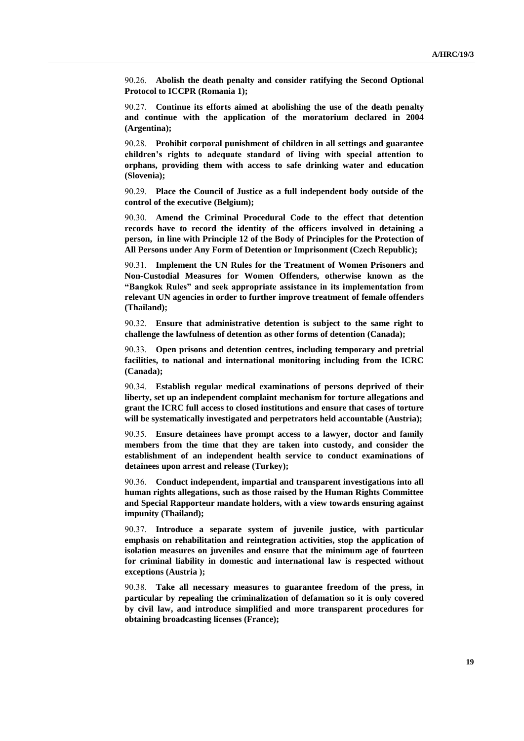90.26. **Abolish the death penalty and consider ratifying the Second Optional Protocol to ICCPR (Romania 1);**

90.27. **Continue its efforts aimed at abolishing the use of the death penalty and continue with the application of the moratorium declared in 2004 (Argentina);**

90.28. **Prohibit corporal punishment of children in all settings and guarantee children's rights to adequate standard of living with special attention to orphans, providing them with access to safe drinking water and education (Slovenia);**

90.29. **Place the Council of Justice as a full independent body outside of the control of the executive (Belgium);**

90.30. **Amend the Criminal Procedural Code to the effect that detention records have to record the identity of the officers involved in detaining a person, in line with Principle 12 of the Body of Principles for the Protection of All Persons under Any Form of Detention or Imprisonment (Czech Republic);**

90.31. **Implement the UN Rules for the Treatment of Women Prisoners and Non-Custodial Measures for Women Offenders, otherwise known as the "Bangkok Rules" and seek appropriate assistance in its implementation from relevant UN agencies in order to further improve treatment of female offenders (Thailand);**

90.32. **Ensure that administrative detention is subject to the same right to challenge the lawfulness of detention as other forms of detention (Canada);**

90.33. **Open prisons and detention centres, including temporary and pretrial facilities, to national and international monitoring including from the ICRC (Canada);**

90.34. **Establish regular medical examinations of persons deprived of their liberty, set up an independent complaint mechanism for torture allegations and grant the ICRC full access to closed institutions and ensure that cases of torture will be systematically investigated and perpetrators held accountable (Austria);**

90.35. **Ensure detainees have prompt access to a lawyer, doctor and family members from the time that they are taken into custody, and consider the establishment of an independent health service to conduct examinations of detainees upon arrest and release (Turkey);**

90.36. **Conduct independent, impartial and transparent investigations into all human rights allegations, such as those raised by the Human Rights Committee and Special Rapporteur mandate holders, with a view towards ensuring against impunity (Thailand);**

90.37. **Introduce a separate system of juvenile justice, with particular emphasis on rehabilitation and reintegration activities, stop the application of isolation measures on juveniles and ensure that the minimum age of fourteen for criminal liability in domestic and international law is respected without exceptions (Austria );**

90.38. **Take all necessary measures to guarantee freedom of the press, in particular by repealing the criminalization of defamation so it is only covered by civil law, and introduce simplified and more transparent procedures for obtaining broadcasting licenses (France);**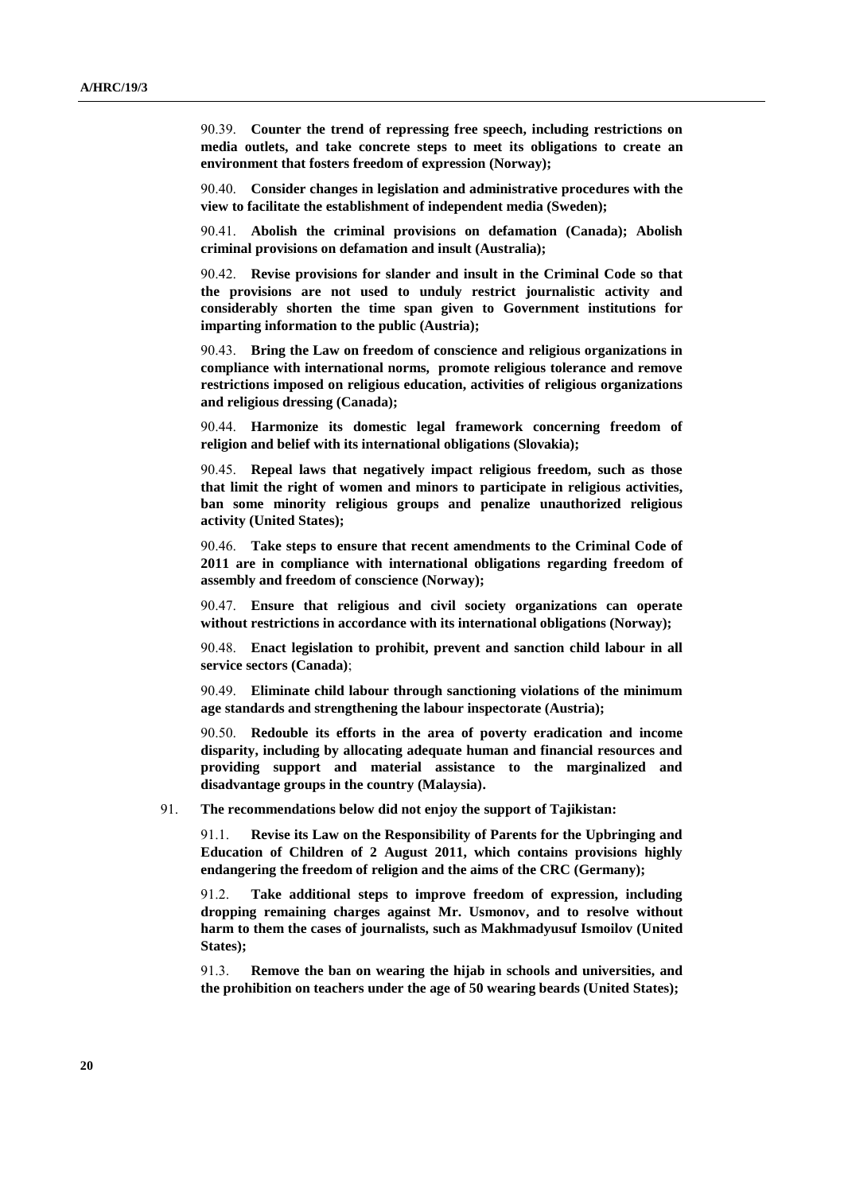90.39. **Counter the trend of repressing free speech, including restrictions on media outlets, and take concrete steps to meet its obligations to create an environment that fosters freedom of expression (Norway);**

90.40. **Consider changes in legislation and administrative procedures with the view to facilitate the establishment of independent media (Sweden);**

90.41. **Abolish the criminal provisions on defamation (Canada); Abolish criminal provisions on defamation and insult (Australia);**

90.42. **Revise provisions for slander and insult in the Criminal Code so that the provisions are not used to unduly restrict journalistic activity and considerably shorten the time span given to Government institutions for imparting information to the public (Austria);**

90.43. **Bring the Law on freedom of conscience and religious organizations in compliance with international norms, promote religious tolerance and remove restrictions imposed on religious education, activities of religious organizations and religious dressing (Canada);**

90.44. **Harmonize its domestic legal framework concerning freedom of religion and belief with its international obligations (Slovakia);**

90.45. **Repeal laws that negatively impact religious freedom, such as those that limit the right of women and minors to participate in religious activities, ban some minority religious groups and penalize unauthorized religious activity (United States);**

90.46. **Take steps to ensure that recent amendments to the Criminal Code of 2011 are in compliance with international obligations regarding freedom of assembly and freedom of conscience (Norway);**

90.47. **Ensure that religious and civil society organizations can operate without restrictions in accordance with its international obligations (Norway);**

90.48. **Enact legislation to prohibit, prevent and sanction child labour in all service sectors (Canada)**;

90.49. **Eliminate child labour through sanctioning violations of the minimum age standards and strengthening the labour inspectorate (Austria);**

90.50. **Redouble its efforts in the area of poverty eradication and income disparity, including by allocating adequate human and financial resources and providing support and material assistance to the marginalized and disadvantage groups in the country (Malaysia).**

91. **The recommendations below did not enjoy the support of Tajikistan:**

91.1. **Revise its Law on the Responsibility of Parents for the Upbringing and Education of Children of 2 August 2011, which contains provisions highly endangering the freedom of religion and the aims of the CRC (Germany);**

91.2. **Take additional steps to improve freedom of expression, including dropping remaining charges against Mr. Usmonov, and to resolve without harm to them the cases of journalists, such as Makhmadyusuf Ismoilov (United States);**

91.3. **Remove the ban on wearing the hijab in schools and universities, and the prohibition on teachers under the age of 50 wearing beards (United States);**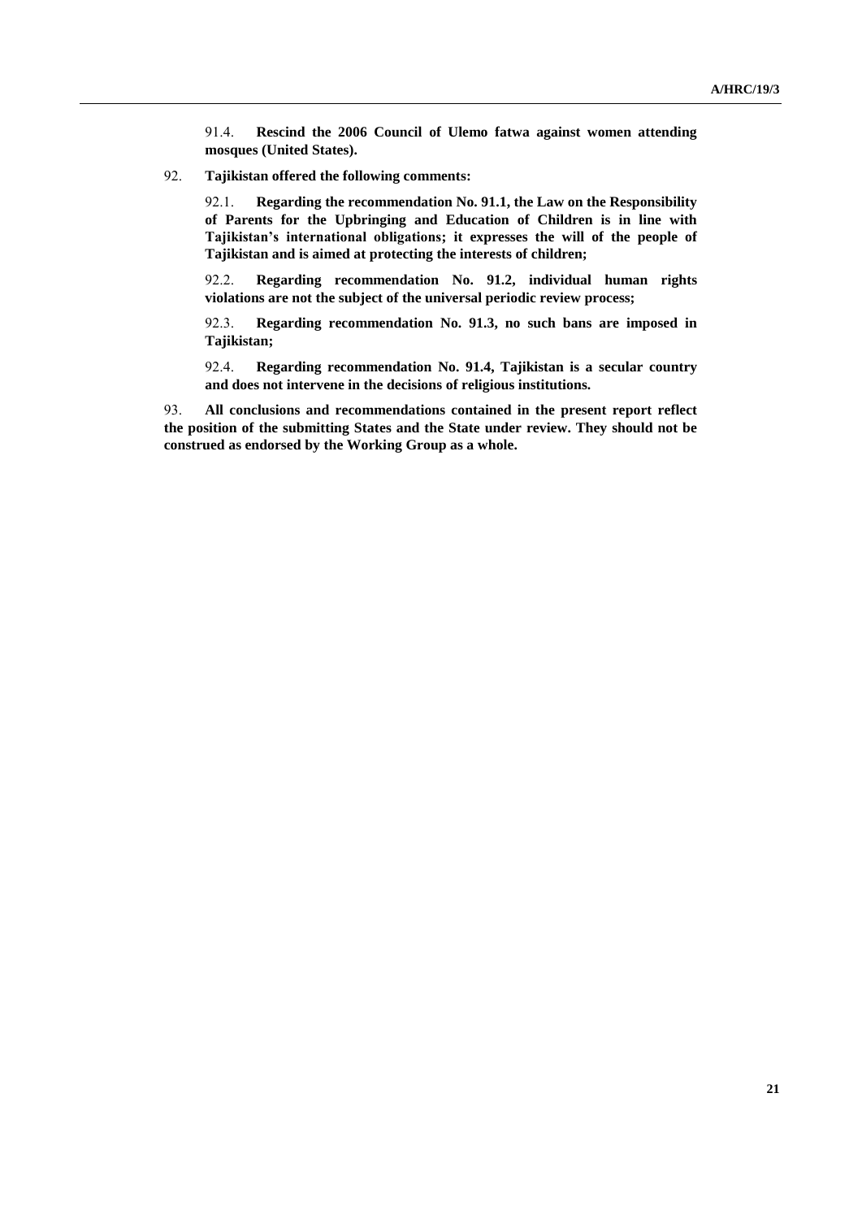91.4. **Rescind the 2006 Council of Ulemo fatwa against women attending mosques (United States).**

92. **Tajikistan offered the following comments:**

92.1. **Regarding the recommendation No. 91.1, the Law on the Responsibility of Parents for the Upbringing and Education of Children is in line with Tajikistan's international obligations; it expresses the will of the people of Tajikistan and is aimed at protecting the interests of children;**

92.2. **Regarding recommendation No. 91.2, individual human rights violations are not the subject of the universal periodic review process;**

92.3. **Regarding recommendation No. 91.3, no such bans are imposed in Tajikistan;**

92.4. **Regarding recommendation No. 91.4, Tajikistan is a secular country and does not intervene in the decisions of religious institutions.**

93. **All conclusions and recommendations contained in the present report reflect the position of the submitting States and the State under review. They should not be construed as endorsed by the Working Group as a whole.**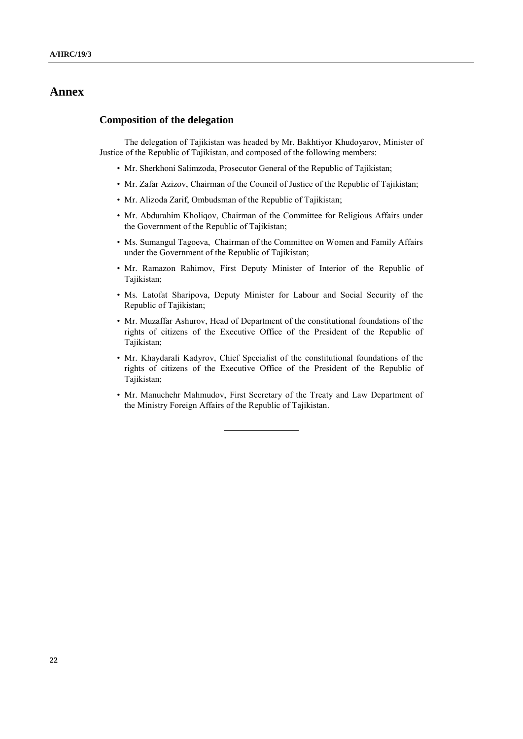# Annex

## Composition of the delegation

The delegation of Tajikistan was headed by Mr. Bakhtiyor Khudoyarov, Minister of Justice of the Republic of Tajikistan, and composed of the following members:

- Mr. Sherkhoni Salimzoda, Prosecutor General of the Republic of Tajikistan;
- Mr. Zafar Azizov, Chairman of the Council of Justice of the Republic of Tajikistan;
- Mr. Alizoda Zarif, Ombudsman of the Republic of Tajikistan;
- Mr. Abdurahim Kholiqov, Chairman of the Committee for Religious Affairs under the Government of the Republic of Tajikistan;
- Ms. Sumangul Tagoeva, Chairman of the Committee on Women and Family Affairs under the Government of the Republic of Tajikistan;
- Mr. Ramazon Rahimov, First Deputy Minister of Interior of the Republic of Tajikistan;
- Ms. Latofat Sharipova, Deputy Minister for Labour and Social Security of the Republic of Tajikistan;
- Mr. Muzaffar Ashurov, Head of Department of the constitutional foundations of the rights of citizens of the Executive Office of the President of the Republic of Tajikistan;
- Mr. Khaydarali Kadyrov, Chief Specialist of the constitutional foundations of the rights of citizens of the Executive Office of the President of the Republic of Tajikistan;
- Mr. Manuchehr Mahmudov, First Secretary of the Treaty and Law Department of the Ministry Foreign Affairs of the Republic of Tajikistan.